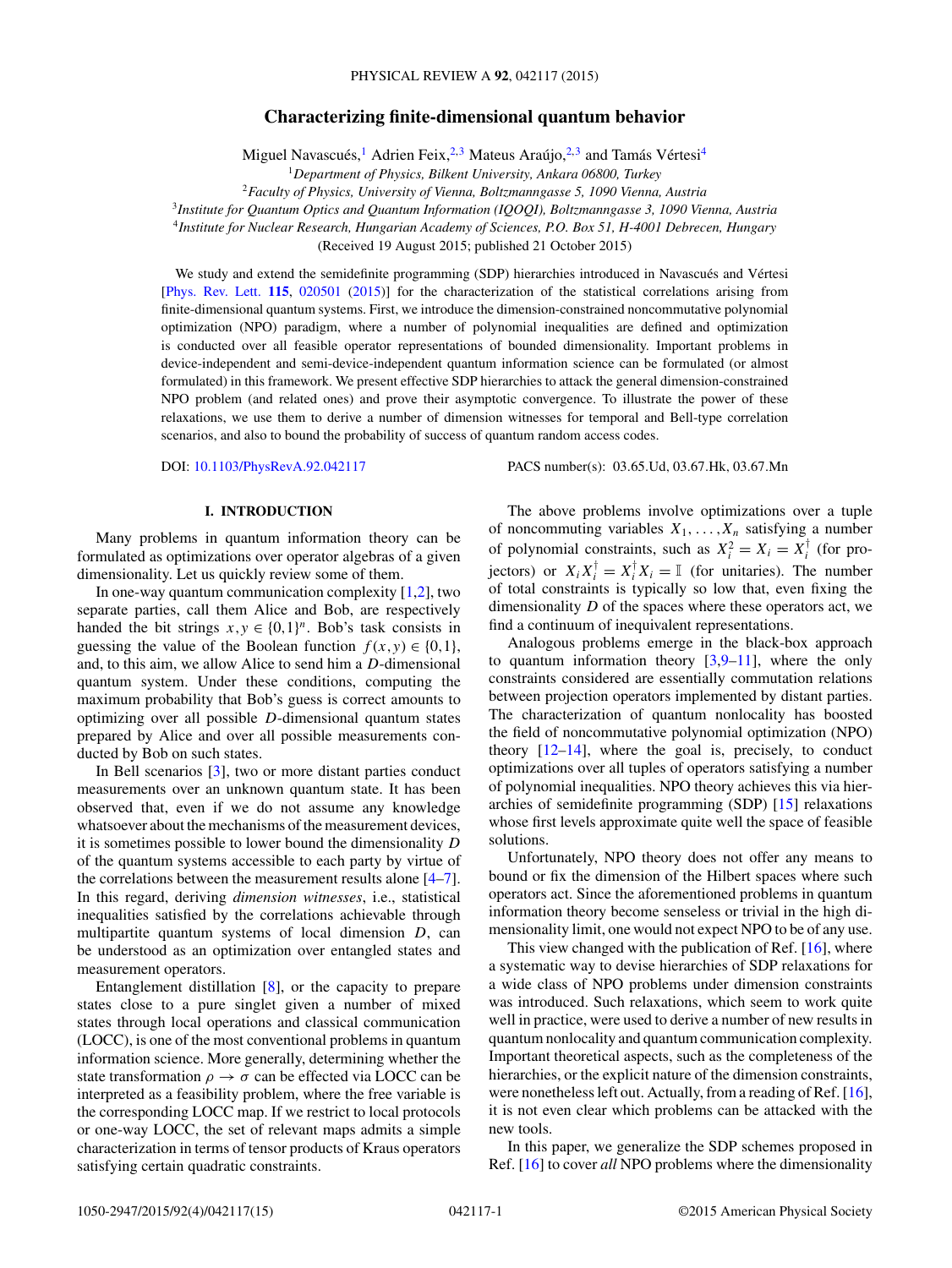# Characterizing finite-dimensional quantum behavior

Miguel Navascués,[1] Adrien Feix,[2,3] Mateus Araújo,[2,3] and Tamás Vértesi[4]

[1]*Department of Physics, Bilkent University, Ankara 06800, Turkey*
[2]*Faculty of Physics, University of Vienna, Boltzmanngasse 5, 1090 Vienna, Austria*
[3]*Institute for Quantum Optics and Quantum Information (IQOQI), Boltzmanngasse 3, 1090 Vienna, Austria*
[4]*Institute for Nuclear Research, Hungarian Academy of Sciences, P.O. Box 51, H-4001 Debrecen, Hungary*

(Received 19 August 2015; published 21 October 2015)

We study and extend the semidefinite programming (SDP) hierarchies introduced in Navascués and Vértesi [Phys. Rev. Lett. **115**, 020501 (2015)] for the characterization of the statistical correlations arising from finite-dimensional quantum systems. First, we introduce the dimension-constrained noncommutative polynomial optimization (NPO) paradigm, where a number of polynomial inequalities are defined and optimization is conducted over all feasible operator representations of bounded dimensionality. Important problems in device-independent and semi-device-independent quantum information science can be formulated (or almost formulated) in this framework. We present effective SDP hierarchies to attack the general dimension-constrained NPO problem (and related ones) and prove their asymptotic convergence. To illustrate the power of these relaxations, we use them to derive a number of dimension witnesses for temporal and Bell-type correlation scenarios, and also to bound the probability of success of quantum random access codes.

DOI: 10.1103/PhysRevA.92.042117 PACS number(s): 03.65.Ud, 03.67.Hk, 03.67.Mn

## I. INTRODUCTION

Many problems in quantum information theory can be formulated as optimizations over operator algebras of a given dimensionality. Let us quickly review some of them.

In one-way quantum communication complexity [1,2], two separate parties, call them Alice and Bob, are respectively handed the bit strings $x,y \in \{0,1\}^n$. Bob's task consists in guessing the value of the Boolean function $f(x,y) \in \{0,1\}$, and, to this aim, we allow Alice to send him a $D$-dimensional quantum system. Under these conditions, computing the maximum probability that Bob's guess is correct amounts to optimizing over all possible $D$-dimensional quantum states prepared by Alice and over all possible measurements conducted by Bob on such states.

In Bell scenarios [3], two or more distant parties conduct measurements over an unknown quantum state. It has been observed that, even if we do not assume any knowledge whatsoever about the mechanisms of the measurement devices, it is sometimes possible to lower bound the dimensionality $D$ of the quantum systems accessible to each party by virtue of the correlations between the measurement results alone [4–7]. In this regard, deriving *dimension witnesses*, i.e., statistical inequalities satisfied by the correlations achievable through multipartite quantum systems of local dimension $D$, can be understood as an optimization over entangled states and measurement operators.

Entanglement distillation [8], or the capacity to prepare states close to a pure singlet given a number of mixed states through local operations and classical communication (LOCC), is one of the most conventional problems in quantum information science. More generally, determining whether the state transformation $\rho \to \sigma$ can be effected via LOCC can be interpreted as a feasibility problem, where the free variable is the corresponding LOCC map. If we restrict to local protocols or one-way LOCC, the set of relevant maps admits a simple characterization in terms of tensor products of Kraus operators satisfying certain quadratic constraints.

The above problems involve optimizations over a tuple of noncommuting variables $X_1,\ldots,X_n$ satisfying a number of polynomial constraints, such as $X_i^2 = X_i = X_i^\dagger$ (for projectors) or $X_i X_i^\dagger = X_i^\dagger X_i = \mathbb{I}$ (for unitaries). The number of total constraints is typically so low that, even fixing the dimensionality $D$ of the spaces where these operators act, we find a continuum of inequivalent representations.

Analogous problems emerge in the black-box approach to quantum information theory [3,9–11], where the only constraints considered are essentially commutation relations between projection operators implemented by distant parties. The characterization of quantum nonlocality has boosted the field of noncommutative polynomial optimization (NPO) theory [12–14], where the goal is, precisely, to conduct optimizations over all tuples of operators satisfying a number of polynomial inequalities. NPO theory achieves this via hierarchies of semidefinite programming (SDP) [15] relaxations whose first levels approximate quite well the space of feasible solutions.

Unfortunately, NPO theory does not offer any means to bound or fix the dimension of the Hilbert spaces where such operators act. Since the aforementioned problems in quantum information theory become senseless or trivial in the high dimensionality limit, one would not expect NPO to be of any use.

This view changed with the publication of Ref. [16], where a systematic way to devise hierarchies of SDP relaxations for a wide class of NPO problems under dimension constraints was introduced. Such relaxations, which seem to work quite well in practice, were used to derive a number of new results in quantum nonlocality and quantum communication complexity. Important theoretical aspects, such as the completeness of the hierarchies, or the explicit nature of the dimension constraints, were nonetheless left out. Actually, from a reading of Ref. [16], it is not even clear which problems can be attacked with the new tools.

In this paper, we generalize the SDP schemes proposed in Ref. [16] to cover *all* NPO problems where the dimensionality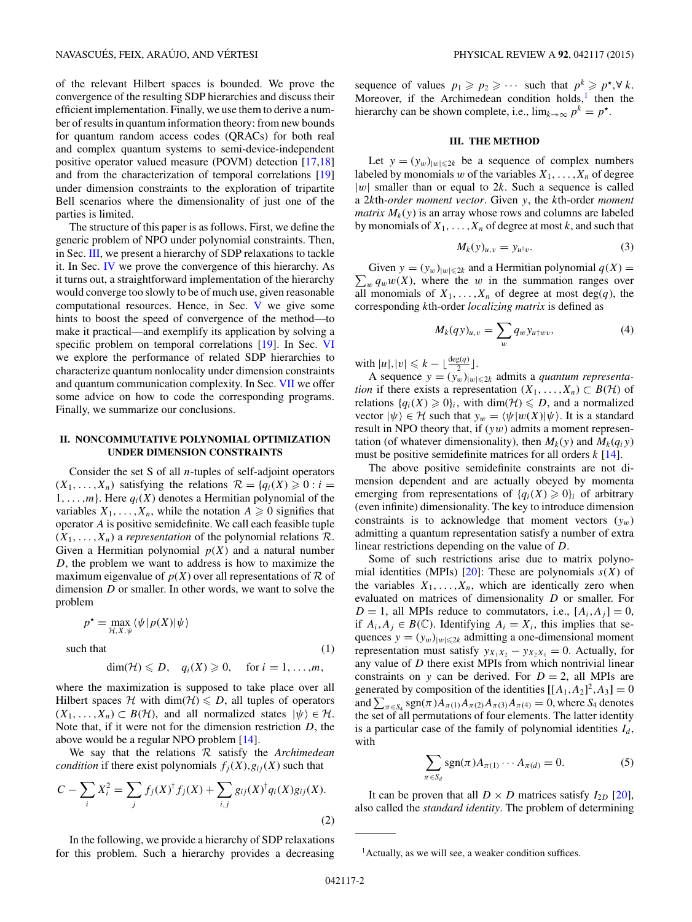of the relevant Hilbert spaces is bounded. We prove the convergence of the resulting SDP hierarchies and discuss their efficient implementation. Finally, we use them to derive a number of results in quantum information theory: from new bounds for quantum random access codes (QRACs) for both real and complex quantum systems to semi-device-independent positive operator valued measure (POVM) detection [17,18] and from the characterization of temporal correlations [19] under dimension constraints to the exploration of tripartite Bell scenarios where the dimensionality of just one of the parties is limited.

The structure of this paper is as follows. First, we define the generic problem of NPO under polynomial constraints. Then, in Sec. III, we present a hierarchy of SDP relaxations to tackle it. In Sec. IV we prove the convergence of this hierarchy. As it turns out, a straightforward implementation of the hierarchy would converge too slowly to be of much use, given reasonable computational resources. Hence, in Sec. V we give some hints to boost the speed of convergence of the method—to make it practical—and exemplify its application by solving a specific problem on temporal correlations [19]. In Sec. VI we explore the performance of related SDP hierarchies to characterize quantum nonlocality under dimension constraints and quantum communication complexity. In Sec. VII we offer some advice on how to code the corresponding programs. Finally, we summarize our conclusions.

## II. NONCOMMUTATIVE POLYNOMIAL OPTIMIZATION UNDER DIMENSION CONSTRAINTS

Consider the set S of all $n$-tuples of self-adjoint operators $(X_1,\ldots,X_n)$ satisfying the relations $\mathcal{R}=\{q_i(X)\geqslant 0 : i=1,\ldots,m\}$. Here $q_i(X)$ denotes a Hermitian polynomial of the variables $X_1,\ldots,X_n$, while the notation $A\geqslant 0$ signifies that operator $A$ is positive semidefinite. We call each feasible tuple $(X_1,\ldots,X_n)$ a *representation* of the polynomial relations $\mathcal{R}$. Given a Hermitian polynomial $p(X)$ and a natural number $D$, the problem we want to address is how to maximize the maximum eigenvalue of $p(X)$ over all representations of $\mathcal{R}$ of dimension $D$ or smaller. In other words, we want to solve the problem

$$p^\star = \max_{\mathcal{H},X,\psi} \langle\psi|p(X)|\psi\rangle$$

$$\text{such that} \tag{1}$$

$$\dim(\mathcal{H})\leqslant D,\quad q_i(X)\geqslant 0,\quad \text{for } i=1,\ldots,m,$$

where the maximization is supposed to take place over all Hilbert spaces $\mathcal{H}$ with $\dim(\mathcal{H})\leqslant D$, all tuples of operators $(X_1,\ldots,X_n)\subset B(\mathcal{H})$, and all normalized states $|\psi\rangle\in\mathcal{H}$. Note that, if it were not for the dimension restriction $D$, the above would be a regular NPO problem [14].

We say that the relations $\mathcal{R}$ satisfy the *Archimedean condition* if there exist polynomials $f_j(X), g_{ij}(X)$ such that

$$C-\sum_i X_i^2=\sum_j f_j(X)^\dagger f_j(X)+\sum_{i,j} g_{ij}(X)^\dagger q_i(X) g_{ij}(X). \tag{2}$$

In the following, we provide a hierarchy of SDP relaxations for this problem. Such a hierarchy provides a decreasing sequence of values $p_1\geqslant p_2\geqslant\cdots$ such that $p^k\geqslant p^\star, \forall\, k$. Moreover, if the Archimedean condition holds,[1] then the hierarchy can be shown complete, i.e., $\lim_{k\to\infty} p^k = p^\star$.

## III. THE METHOD

Let $y=(y_w)_{|w|\leqslant 2k}$ be a sequence of complex numbers labeled by monomials $w$ of the variables $X_1,\ldots,X_n$ of degree $|w|$ smaller than or equal to $2k$. Such a sequence is called a $2k$th-*order moment vector*. Given $y$, the $k$th-order *moment matrix* $M_k(y)$ is an array whose rows and columns are labeled by monomials of $X_1,\ldots,X_n$ of degree at most $k$, and such that

$$M_k(y)_{u,v}=y_{u^\dagger v}. \tag{3}$$

Given $y=(y_w)_{|w|\leqslant 2k}$ and a Hermitian polynomial $q(X)=\sum_w q_w w(X)$, where the $w$ in the summation ranges over all monomials of $X_1,\ldots,X_n$ of degree at most $\deg(q)$, the corresponding $k$th-order *localizing matrix* is defined as

$$M_k(qy)_{u,v}=\sum_w q_w y_{u^\dagger w v}, \tag{4}$$

with $|u|,|v|\leqslant k-\lfloor\frac{\deg(q)}{2}\rfloor$.

A sequence $y=(y_w)_{|w|\leqslant 2k}$ admits a *quantum representation* if there exists a representation $(X_1,\ldots,X_n)\subset B(\mathcal{H})$ of relations $\{q_i(X)\geqslant 0\}_i$, with $\dim(\mathcal{H})\leqslant D$, and a normalized vector $|\psi\rangle\in\mathcal{H}$ such that $y_w=\langle\psi|w(X)|\psi\rangle$. It is a standard result in NPO theory that, if $(yw)$ admits a moment representation (of whatever dimensionality), then $M_k(y)$ and $M_k(q_i y)$ must be positive semidefinite matrices for all orders $k$ [14].

The above positive semidefinite constraints are not dimension dependent and are actually obeyed by momenta emerging from representations of $\{q_i(X)\geqslant 0\}_i$ of arbitrary (even infinite) dimensionality. The key to introduce dimension constraints is to acknowledge that moment vectors $(y_w)$ admitting a quantum representation satisfy a number of extra linear restrictions depending on the value of $D$.

Some of such restrictions arise due to matrix polynomial identities (MPIs) [20]: These are polynomials $s(X)$ of the variables $X_1,\ldots,X_n$, which are identically zero when evaluated on matrices of dimensionality $D$ or smaller. For $D=1$, all MPIs reduce to commutators, i.e., $[A_i,A_j]=0$, if $A_i,A_j\in B(\mathbb{C})$. Identifying $A_i=X_i$, this implies that sequences $y=(y_w)_{|w|\leqslant 2k}$ admitting a one-dimensional moment representation must satisfy $y_{X_1X_2}-y_{X_2X_1}=0$. Actually, for any value of $D$ there exist MPIs from which nontrivial linear constraints on $y$ can be derived. For $D=2$, all MPIs are generated by composition of the identities $[[A_1,A_2]^2,A_3]=0$ and $\sum_{\pi\in S_4}\operatorname{sgn}(\pi)A_{\pi(1)}A_{\pi(2)}A_{\pi(3)}A_{\pi(4)}=0$, where $S_4$ denotes the set of all permutations of four elements. The latter identity is a particular case of the family of polynomial identities $I_d$, with

$$\sum_{\pi\in S_d}\operatorname{sgn}(\pi)A_{\pi(1)}\cdots A_{\pi(d)}=0. \tag{5}$$

It can be proven that all $D\times D$ matrices satisfy $I_{2D}$ [20], also called the *standard identity*. The problem of determining

[1] Actually, as we will see, a weaker condition suffices.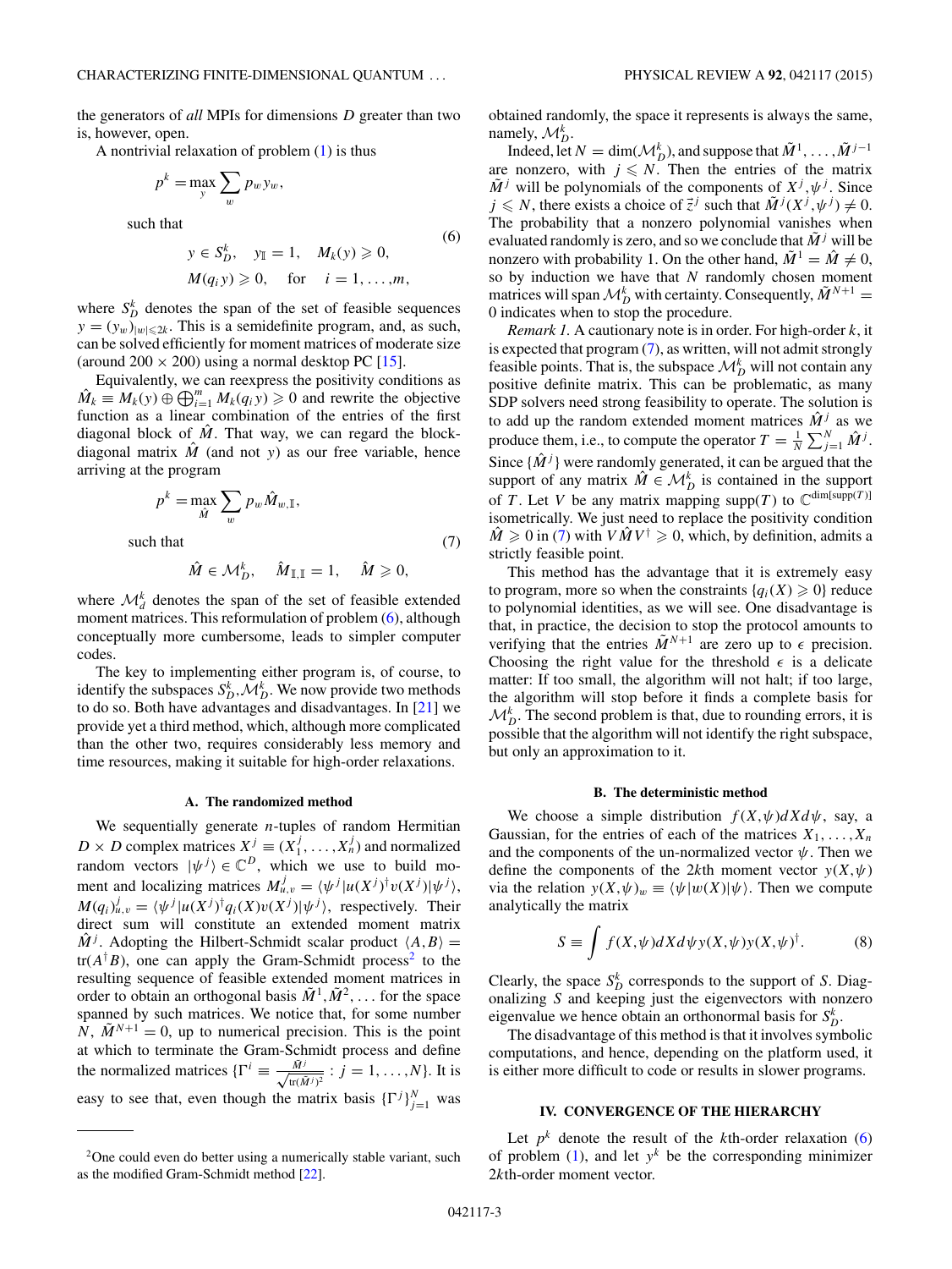the generators of *all* MPIs for dimensions $D$ greater than two is, however, open.

A nontrivial relaxation of problem (1) is thus

$$p^k = \max_y \sum_w p_w y_w,$$

such that

$$y \in S_D^k, \quad y_{\mathbb{I}} = 1, \quad M_k(y) \geqslant 0,$$
$$M(q_i y) \geqslant 0, \quad \text{for} \quad i = 1, \dots, m, \tag{6}$$

where $S_D^k$ denotes the span of the set of feasible sequences $y = (y_w)_{|w| \leqslant 2k}$. This is a semidefinite program, and, as such, can be solved efficiently for moment matrices of moderate size (around $200 \times 200$) using a normal desktop PC [15].

Equivalently, we can reexpress the positivity conditions as $\hat{M}_k \equiv M_k(y) \oplus \bigoplus_{i=1}^m M_k(q_i y) \geqslant 0$ and rewrite the objective function as a linear combination of the entries of the first diagonal block of $\hat{M}$. That way, we can regard the block-diagonal matrix $\hat{M}$ (and not $y$) as our free variable, hence arriving at the program

$$p^k = \max_{\hat{M}} \sum_w p_w \hat{M}_{w,\mathbb{I}},$$

such that

$$\hat{M} \in \mathcal{M}_D^k, \quad \hat{M}_{\mathbb{I},\mathbb{I}} = 1, \quad \hat{M} \geqslant 0, \tag{7}$$

where $\mathcal{M}_d^k$ denotes the span of the set of feasible extended moment matrices. This reformulation of problem (6), although conceptually more cumbersome, leads to simpler computer codes.

The key to implementing either program is, of course, to identify the subspaces $S_D^k, \mathcal{M}_D^k$. We now provide two methods to do so. Both have advantages and disadvantages. In [21] we provide yet a third method, which, although more complicated than the other two, requires considerably less memory and time resources, making it suitable for high-order relaxations.

### A. The randomized method

We sequentially generate $n$-tuples of random Hermitian $D \times D$ complex matrices $X^j \equiv (X_1^j, \dots, X_n^j)$ and normalized random vectors $|\psi^j\rangle \in \mathbb{C}^D$, which we use to build moment and localizing matrices $M_{u,v}^j = \langle \psi^j | u(X^j)^\dagger v(X^j) | \psi^j \rangle$, $M(q_i)_{u,v}^j = \langle \psi^j | u(X^j)^\dagger q_i(X) v(X^j) | \psi^j \rangle$, respectively. Their direct sum will constitute an extended moment matrix $\hat{M}^j$. Adopting the Hilbert-Schmidt scalar product $\langle A, B \rangle = \text{tr}(A^\dagger B)$, one can apply the Gram-Schmidt process[2] to the resulting sequence of feasible extended moment matrices in order to obtain an orthogonal basis $\tilde{M}^1, \tilde{M}^2, \dots$ for the space spanned by such matrices. We notice that, for some number $N$, $\tilde{M}^{N+1} = 0$, up to numerical precision. This is the point at which to terminate the Gram-Schmidt process and define the normalized matrices $\{\Gamma^i \equiv \frac{\tilde{M}^j}{\sqrt{\text{tr}(\tilde{M}^j)^2}} : j = 1, \dots, N\}$. It is easy to see that, even though the matrix basis $\{\Gamma^j\}_{j=1}^N$ was obtained randomly, the space it represents is always the same, namely, $\mathcal{M}_D^k$.

Indeed, let $N = \dim(\mathcal{M}_D^k)$, and suppose that $\tilde{M}^1, \dots, \tilde{M}^{j-1}$ are nonzero, with $j \leqslant N$. Then the entries of the matrix $\tilde{M}^j$ will be polynomials of the components of $X^j, \psi^j$. Since $j \leqslant N$, there exists a choice of $\vec{z}^j$ such that $\tilde{M}^j(X^j, \psi^j) \neq 0$. The probability that a nonzero polynomial vanishes when evaluated randomly is zero, and so we conclude that $\tilde{M}^j$ will be nonzero with probability 1. On the other hand, $\tilde{M}^1 = \hat{M} \neq 0$, so by induction we have that $N$ randomly chosen moment matrices will span $\mathcal{M}_D^k$ with certainty. Consequently, $\tilde{M}^{N+1} = 0$ indicates when to stop the procedure.

*Remark 1.* A cautionary note is in order. For high-order $k$, it is expected that program (7), as written, will not admit strongly feasible points. That is, the subspace $\mathcal{M}_D^k$ will not contain any positive definite matrix. This can be problematic, as many SDP solvers need strong feasibility to operate. The solution is to add up the random extended moment matrices $\hat{M}^j$ as we produce them, i.e., to compute the operator $T = \frac{1}{N} \sum_{j=1}^N \hat{M}^j$. Since $\{\hat{M}^j\}$ were randomly generated, it can be argued that the support of any matrix $\hat{M} \in \mathcal{M}_D^k$ is contained in the support of $T$. Let $V$ be any matrix mapping supp($T$) to $\mathbb{C}^{\dim[\text{supp}(T)]}$ isometrically. We just need to replace the positivity condition $\hat{M} \geqslant 0$ in (7) with $V \hat{M} V^\dagger \geqslant 0$, which, by definition, admits a strictly feasible point.

This method has the advantage that it is extremely easy to program, more so when the constraints $\{q_i(X) \geqslant 0\}$ reduce to polynomial identities, as we will see. One disadvantage is that, in practice, the decision to stop the protocol amounts to verifying that the entries $\tilde{M}^{N+1}$ are zero up to $\epsilon$ precision. Choosing the right value for the threshold $\epsilon$ is a delicate matter: If too small, the algorithm will not halt; if too large, the algorithm will stop before it finds a complete basis for $\mathcal{M}_D^k$. The second problem is that, due to rounding errors, it is possible that the algorithm will not identify the right subspace, but only an approximation to it.

### B. The deterministic method

We choose a simple distribution $f(X,\psi) dX d\psi$, say, a Gaussian, for the entries of each of the matrices $X_1, \dots, X_n$ and the components of the un-normalized vector $\psi$. Then we define the components of the $2k$th moment vector $y(X,\psi)$ via the relation $y(X,\psi)_w \equiv \langle \psi | w(X) | \psi \rangle$. Then we compute analytically the matrix

$$S \equiv \int f(X,\psi) dX d\psi \, y(X,\psi) y(X,\psi)^\dagger. \tag{8}$$

Clearly, the space $S_D^k$ corresponds to the support of $S$. Diagonalizing $S$ and keeping just the eigenvectors with nonzero eigenvalue we hence obtain an orthonormal basis for $S_D^k$.

The disadvantage of this method is that it involves symbolic computations, and hence, depending on the platform used, it is either more difficult to code or results in slower programs.

## IV. CONVERGENCE OF THE HIERARCHY

Let $p^k$ denote the result of the $k$th-order relaxation (6) of problem (1), and let $y^k$ be the corresponding minimizer $2k$th-order moment vector.

---

[2] One could even do better using a numerically stable variant, such as the modified Gram-Schmidt method [22].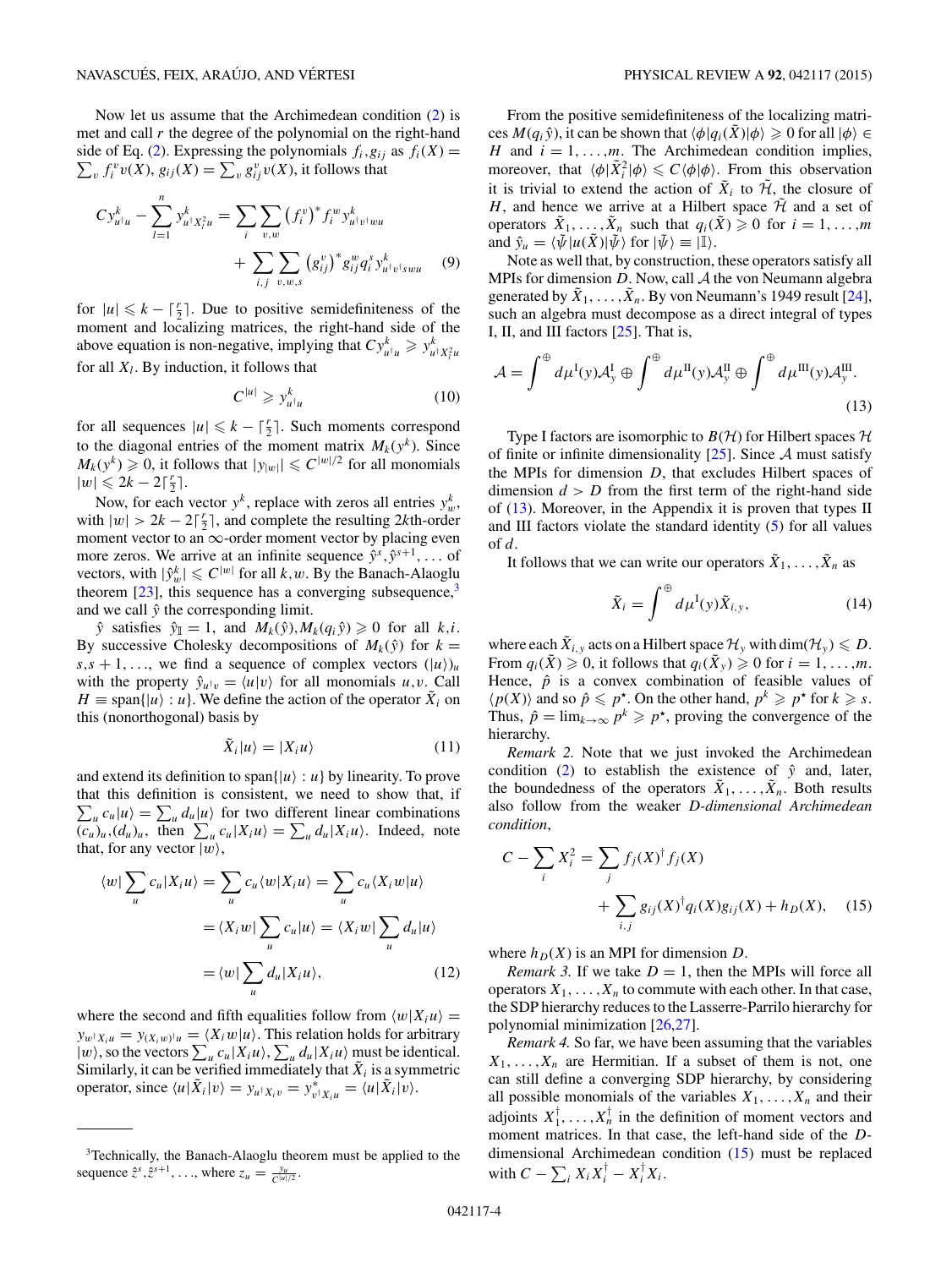Now let us assume that the Archimedean condition (2) is met and call $r$ the degree of the polynomial on the right-hand side of Eq. (2). Expressing the polynomials $f_i, g_{ij}$ as $f_i(X) = \sum_v f_i^v v(X)$, $g_{ij}(X) = \sum_v g_{ij}^v v(X)$, it follows that

$$C y^k_{u^\dagger u} - \sum_{l=1}^{n} y^k_{u^\dagger X_l^2 u} = \sum_i \sum_{v,w} \left(f_i^v\right)^* f_i^w y^k_{u^\dagger v^\dagger w u} + \sum_{i,j} \sum_{v,w,s} \left(g_{ij}^v\right)^* g_{ij}^w q_i^s y^k_{u^\dagger v^\dagger s w u} \quad (9)$$

for $|u| \leqslant k - \lceil \frac{r}{2} \rceil$. Due to positive semidefiniteness of the moment and localizing matrices, the right-hand side of the above equation is non-negative, implying that $C y^k_{u^\dagger u} \geqslant y^k_{u^\dagger X_l^2 u}$ for all $X_l$. By induction, it follows that

$$C^{|u|} \geqslant y^k_{u^\dagger u} \quad (10)$$

for all sequences $|u| \leqslant k - \lceil \frac{r}{2} \rceil$. Such moments correspond to the diagonal entries of the moment matrix $M_k(y^k)$. Since $M_k(y^k) \geqslant 0$, it follows that $|y_{|w|}| \leqslant C^{|w|/2}$ for all monomials $|w| \leqslant 2k - 2\lceil \frac{r}{2} \rceil$.

Now, for each vector $y^k$, replace with zeros all entries $y^k_w$, with $|w| > 2k - 2\lceil \frac{r}{2} \rceil$, and complete the resulting $2k$th-order moment vector to an $\infty$-order moment vector by placing even more zeros. We arrive at an infinite sequence $\hat{y}^s, \hat{y}^{s+1}, \ldots$ of vectors, with $|\hat{y}^k_w| \leqslant C^{|w|}$ for all $k, w$. By the Banach-Alaoglu theorem [23], this sequence has a converging subsequence,[3] and we call $\hat{y}$ the corresponding limit.

$\hat{y}$ satisfies $\hat{y}_{\mathbb{I}} = 1$, and $M_k(\hat{y}), M_k(q_i \hat{y}) \geqslant 0$ for all $k, i$. By successive Cholesky decompositions of $M_k(\hat{y})$ for $k = s, s+1, \ldots$, we find a sequence of complex vectors $(|u\rangle)_u$ with the property $\hat{y}_{u^\dagger v} = \langle u | v \rangle$ for all monomials $u, v$. Call $H \equiv \text{span}\{|u\rangle : u\}$. We define the action of the operator $\tilde{X}_i$ on this (nonorthogonal) basis by

$$\tilde{X}_i |u\rangle = |X_i u\rangle \quad (11)$$

and extend its definition to $\text{span}\{|u\rangle : u\}$ by linearity. To prove that this definition is consistent, we need to show that, if $\sum_u c_u |u\rangle = \sum_u d_u |u\rangle$ for two different linear combinations $(c_u)_u, (d_u)_u$, then $\sum_u c_u |X_i u\rangle = \sum_u d_u |X_i u\rangle$. Indeed, note that, for any vector $|w\rangle$,

$$\begin{aligned}
\langle w | \sum_u c_u |X_i u\rangle &= \sum_u c_u \langle w | X_i u\rangle = \sum_u c_u \langle X_i w | u\rangle \\
&= \langle X_i w | \sum_u c_u |u\rangle = \langle X_i w | \sum_u d_u |u\rangle \\
&= \langle w | \sum_u d_u |X_i u\rangle,
\end{aligned} \quad (12)$$

where the second and fifth equalities follow from $\langle w | X_i u\rangle = y_{w^\dagger X_i u} = y_{(X_i w)^\dagger u} = \langle X_i w | u\rangle$. This relation holds for arbitrary $|w\rangle$, so the vectors $\sum_u c_u |X_i u\rangle, \sum_u d_u |X_i u\rangle$ must be identical. Similarly, it can be verified immediately that $\tilde{X}_i$ is a symmetric operator, since $\langle u | \tilde{X}_i | v\rangle = y_{u^\dagger X_i v} = y^*_{v^\dagger X_i u} = \langle u | \tilde{X}_i | v\rangle$.

From the positive semidefiniteness of the localizing matrices $M(q_i \hat{y})$, it can be shown that $\langle \phi | q_i(\tilde{X}) | \phi \rangle \geqslant 0$ for all $|\phi\rangle \in H$ and $i = 1, \ldots, m$. The Archimedean condition implies, moreover, that $\langle \phi | \tilde{X}_i^2 | \phi \rangle \leqslant C \langle \phi | \phi \rangle$. From this observation it is trivial to extend the action of $\tilde{X}_i$ to $\tilde{\mathcal{H}}$, the closure of $H$, and hence we arrive at a Hilbert space $\tilde{\mathcal{H}}$ and a set of operators $\tilde{X}_1, \ldots, \tilde{X}_n$ such that $q_i(\tilde{X}) \geqslant 0$ for $i = 1, \ldots, m$ and $\hat{y}_u = \langle \tilde{\psi} | u(\tilde{X}) | \tilde{\psi} \rangle$ for $|\tilde{\psi}\rangle \equiv |\mathbb{I}\rangle$.

Note as well that, by construction, these operators satisfy all MPIs for dimension $D$. Now, call $\mathcal{A}$ the von Neumann algebra generated by $\tilde{X}_1, \ldots, \tilde{X}_n$. By von Neumann's 1949 result [24], such an algebra must decompose as a direct integral of types I, II, and III factors [25]. That is,

$$\mathcal{A} = \int^{\oplus} d\mu^{\text{I}}(y) \mathcal{A}^{\text{I}}_y \oplus \int^{\oplus} d\mu^{\text{II}}(y) \mathcal{A}^{\text{II}}_y \oplus \int^{\oplus} d\mu^{\text{III}}(y) \mathcal{A}^{\text{III}}_y. \quad (13)$$

Type I factors are isomorphic to $B(\mathcal{H})$ for Hilbert spaces $\mathcal{H}$ of finite or infinite dimensionality [25]. Since $\mathcal{A}$ must satisfy the MPIs for dimension $D$, that excludes Hilbert spaces of dimension $d > D$ from the first term of the right-hand side of (13). Moreover, in the Appendix it is proven that types II and III factors violate the standard identity (5) for all values of $d$.

It follows that we can write our operators $\tilde{X}_1, \ldots, \tilde{X}_n$ as

$$\tilde{X}_i = \int^{\oplus} d\mu^{\text{I}}(y) \tilde{X}_{i,y}, \quad (14)$$

where each $\tilde{X}_{i,y}$ acts on a Hilbert space $\mathcal{H}_y$ with $\dim(\mathcal{H}_y) \leqslant D$. From $q_i(\tilde{X}) \geqslant 0$, it follows that $q_i(\tilde{X}_y) \geqslant 0$ for $i = 1, \ldots, m$. Hence, $\hat{p}$ is a convex combination of feasible values of $\langle p(X) \rangle$ and so $\hat{p} \leqslant p^\star$. On the other hand, $p^k \geqslant p^\star$ for $k \geqslant s$. Thus, $\hat{p} = \lim_{k \to \infty} p^k \geqslant p^\star$, proving the convergence of the hierarchy.

*Remark 2.* Note that we just invoked the Archimedean condition (2) to establish the existence of $\hat{y}$ and, later, the boundedness of the operators $\tilde{X}_1, \ldots, \tilde{X}_n$. Both results also follow from the weaker *D-dimensional Archimedean condition*,

$$C - \sum_i X_i^2 = \sum_j f_j(X)^\dagger f_j(X) + \sum_{i,j} g_{ij}(X)^\dagger q_i(X) g_{ij}(X) + h_D(X), \quad (15)$$

where $h_D(X)$ is an MPI for dimension $D$.

*Remark 3.* If we take $D = 1$, then the MPIs will force all operators $X_1, \ldots, X_n$ to commute with each other. In that case, the SDP hierarchy reduces to the Lasserre-Parrilo hierarchy for polynomial minimization [26,27].

*Remark 4.* So far, we have been assuming that the variables $X_1, \ldots, X_n$ are Hermitian. If a subset of them is not, one can still define a converging SDP hierarchy, by considering all possible monomials of the variables $X_1, \ldots, X_n$ and their adjoints $X_1^\dagger, \ldots, X_n^\dagger$ in the definition of moment vectors and moment matrices. In that case, the left-hand side of the $D$-dimensional Archimedean condition (15) must be replaced with $C - \sum_i X_i X_i^\dagger - X_i^\dagger X_i$.

---

[3] Technically, the Banach-Alaoglu theorem must be applied to the sequence $\hat{z}^s, \hat{z}^{s+1}, \ldots$, where $z_u = \frac{y_u}{C^{|u|/2}}$.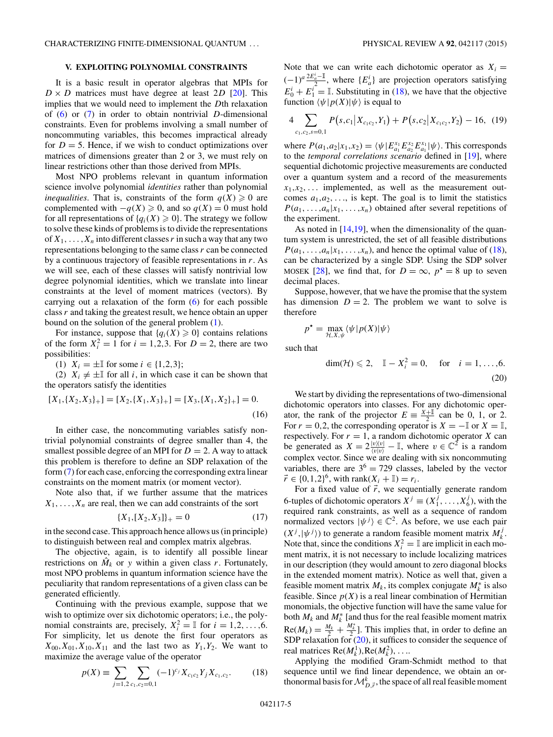### V. EXPLOITING POLYNOMIAL CONSTRAINTS

It is a basic result in operator algebras that MPIs for $D \times D$ matrices must have degree at least $2D$ [20]. This implies that we would need to implement the $D$th relaxation of (6) or (7) in order to obtain nontrivial $D$-dimensional constraints. Even for problems involving a small number of noncommuting variables, this becomes impractical already for $D = 5$. Hence, if we wish to conduct optimizations over matrices of dimensions greater than 2 or 3, we must rely on linear restrictions other than those derived from MPIs.

Most NPO problems relevant in quantum information science involve polynomial *identities* rather than polynomial *inequalities*. That is, constraints of the form $q(X) \geqslant 0$ are complemented with $-q(X) \geqslant 0$, and so $q(X) = 0$ must hold for all representations of $\{q_i(X) \geqslant 0\}$. The strategy we follow to solve these kinds of problems is to divide the representations of $X_1, \ldots, X_n$ into different classes $r$ in such a way that any two representations belonging to the same class $r$ can be connected by a continuous trajectory of feasible representations in $r$. As we will see, each of these classes will satisfy nontrivial low degree polynomial identities, which we translate into linear constraints at the level of moment matrices (vectors). By carrying out a relaxation of the form (6) for each possible class $r$ and taking the greatest result, we hence obtain an upper bound on the solution of the general problem (1).

For instance, suppose that $\{q_i(X) \geqslant 0\}$ contains relations of the form $X_i^2 = 1$ for $i = 1,2,3$. For $D = 2$, there are two possibilities:

(1) $X_i = \pm\mathbb{I}$ for some $i \in \{1,2,3\}$;

(2) $X_i \neq \pm\mathbb{I}$ for all $i$, in which case it can be shown that the operators satisfy the identities

$$[X_1,\{X_2,X_3\}_+] = [X_2,\{X_1,X_3\}_+] = [X_3,\{X_1,X_2\}_+] = 0. \tag{16}$$

In either case, the noncommuting variables satisfy nontrivial polynomial constraints of degree smaller than 4, the smallest possible degree of an MPI for $D = 2$. A way to attack this problem is therefore to define an SDP relaxation of the form (7) for each case, enforcing the corresponding extra linear constraints on the moment matrix (or moment vector).

Note also that, if we further assume that the matrices $X_1, \ldots, X_n$ are real, then we can add constraints of the sort

$$\{X_1,[X_2,X_3]\}_+ = 0 \tag{17}$$

in the second case. This approach hence allows us (in principle) to distinguish between real and complex matrix algebras.

The objective, again, is to identify all possible linear restrictions on $\hat{M}_k$ or $y$ within a given class $r$. Fortunately, most NPO problems in quantum information science have the peculiarity that random representations of a given class can be generated efficiently.

Continuing with the previous example, suppose that we wish to optimize over six dichotomic operators; i.e., the polynomial constraints are, precisely, $X_i^2 = \mathbb{I}$ for $i = 1,2,\ldots,6$. For simplicity, let us denote the first four operators as $X_{00}, X_{01}, X_{10}, X_{11}$ and the last two as $Y_1, Y_2$. We want to maximize the average value of the operator

$$p(X) \equiv \sum_{j=1,2} \sum_{c_1,c_2=0,1} (-1)^{c_j} X_{c_1c_2} Y_j X_{c_1,c_2}. \tag{18}$$

Note that we can write each dichotomic operator as $X_i = (-1)^a \frac{2E_a^i - \mathbb{I}}{2}$, where $\{E_a^i\}$ are projection operators satisfying $E_0^i + E_1^i = \mathbb{I}$. Substituting in (18), we have that the objective function $\langle\psi|p(X)|\psi\rangle$ is equal to

$$4 \sum_{c_1,c_2,s=0,1} P\left(s,c_1\middle|X_{c_1c_2},Y_1\right) + P\left(s,c_2\middle|X_{c_1c_2},Y_2\right) - 16, \tag{19}$$

where $P(a_1,a_2|x_1,x_2) = \langle\psi|E_{a_1}^{x_1}E_{a_2}^{x_2}E_{a_1}^{x_1}|\psi\rangle$. This corresponds to the *temporal correlations scenario* defined in [19], where sequential dichotomic projective measurements are conducted over a quantum system and a record of the measurements $x_1,x_2,\ldots$ implemented, as well as the measurement outcomes $a_1,a_2,\ldots$, is kept. The goal is to limit the statistics $P(a_1,\ldots,a_n|x_1,\ldots,x_n)$ obtained after several repetitions of the experiment.

As noted in [14,19], when the dimensionality of the quantum system is unrestricted, the set of all feasible distributions $P(a_1,\ldots,a_n|x_1,\ldots,x_n)$, and hence the optimal value of (18), can be characterized by a single SDP. Using the SDP solver MOSEK [28], we find that, for $D = \infty$, $p^\star = 8$ up to seven decimal places.

Suppose, however, that we have the promise that the system has dimension $D = 2$. The problem we want to solve is therefore

$$p^\star = \max_{\mathcal{H},X,\psi} \langle\psi|p(X)|\psi\rangle$$

such that

$$\dim(\mathcal{H}) \leqslant 2, \quad \mathbb{I} - X_i^2 = 0, \quad \text{for} \quad i = 1,\ldots,6. \tag{20}$$

We start by dividing the representations of two-dimensional dichotomic operators into classes. For any dichotomic operator, the rank of the projector $E \equiv \frac{X+\mathbb{I}}{2}$ can be 0, 1, or 2. For $r = 0,2$, the corresponding operator is $X = -\mathbb{I}$ or $X = \mathbb{I}$, respectively. For $r = 1$, a random dichotomic operator $X$ can be generated as $X = 2\frac{|v\rangle\langle v|}{\langle v|v\rangle} - \mathbb{I}$, where $v \in \mathbb{C}^2$ is a random complex vector. Since we are dealing with six noncommuting variables, there are $3^6 = 729$ classes, labeled by the vector $\vec{r} \in \{0,1,2\}^6$, with $\text{rank}(X_i + \mathbb{I}) = r_i$.

For a fixed value of $\vec{r}$, we sequentially generate random 6-tuples of dichotomic operators $X^j \equiv (X_1^j,\ldots,X_6^j)$, with the required rank constraints, as well as a sequence of random normalized vectors $|\psi^j\rangle \in \mathbb{C}^2$. As before, we use each pair $(X^j,|\psi^j\rangle)$ to generate a random feasible moment matrix $M_k^j$. Note that, since the conditions $X_i^2 = \mathbb{I}$ are implicit in each moment matrix, it is not necessary to include localizing matrices in our description (they would amount to zero diagonal blocks in the extended moment matrix). Notice as well that, given a feasible moment matrix $M_k$, its complex conjugate $M_k^*$ is also feasible. Since $p(X)$ is a real linear combination of Hermitian monomials, the objective function will have the same value for both $M_k$ and $M_k^*$ [and thus for the real feasible moment matrix $\text{Re}(M_k) = \frac{M_k}{2} + \frac{M_k^*}{2}$]. This implies that, in order to define an SDP relaxation for (20), it suffices to consider the sequence of real matrices $\text{Re}(M_k^1),\text{Re}(M_k^2),\ldots$.

Applying the modified Gram-Schmidt method to that sequence until we find linear dependence, we obtain an orthonormal basis for $\mathcal{M}_{D,\vec{r}}^k$, the space of all real feasible moment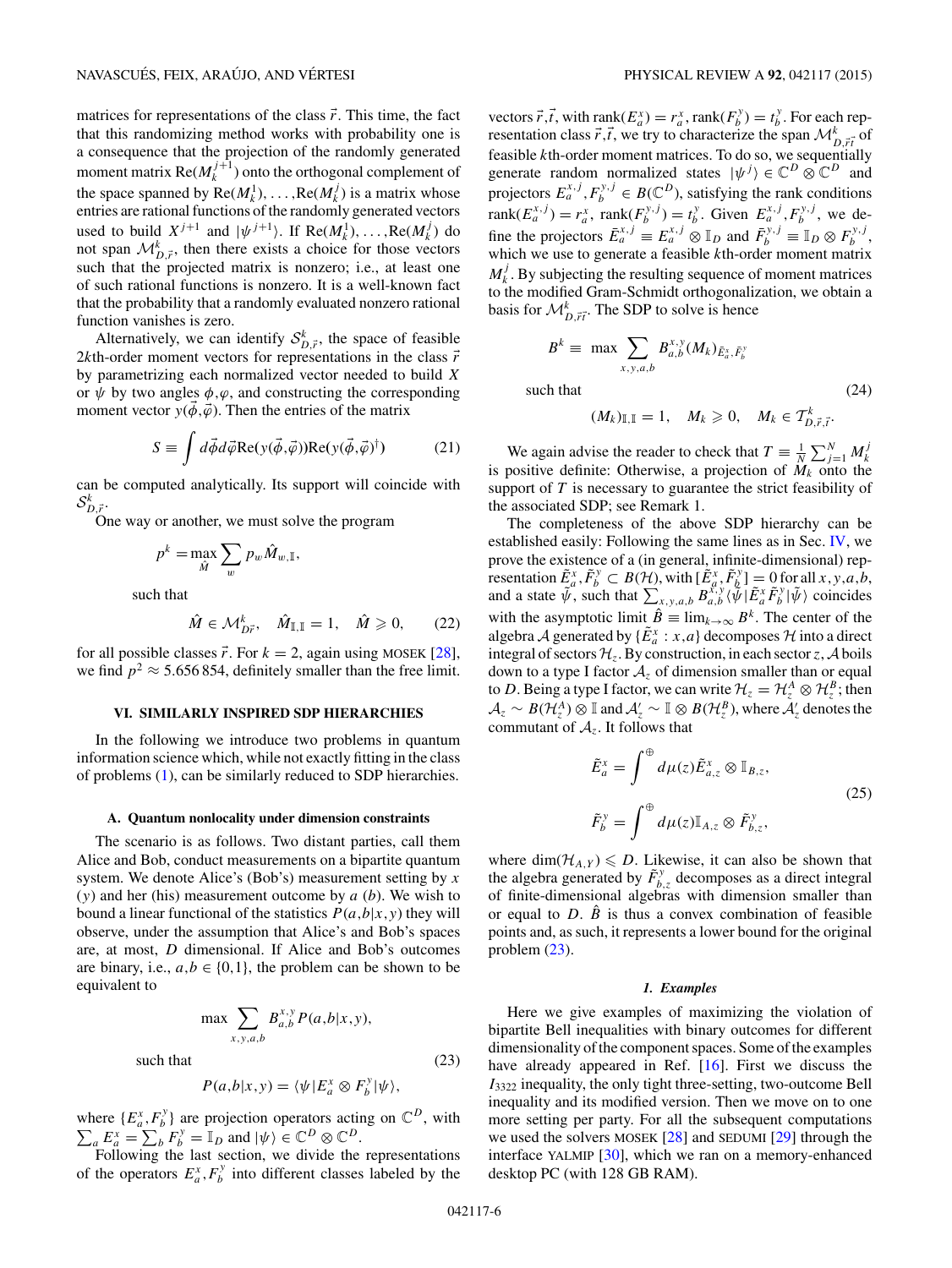matrices for representations of the class $\vec{r}$. This time, the fact that this randomizing method works with probability one is a consequence that the projection of the randomly generated moment matrix $\text{Re}(M_k^{j+1})$ onto the orthogonal complement of the space spanned by $\text{Re}(M_k^1),\dots,\text{Re}(M_k^j)$ is a matrix whose entries are rational functions of the randomly generated vectors used to build $X^{j+1}$ and $|\psi^{j+1}\rangle$. If $\text{Re}(M_k^1),\dots,\text{Re}(M_k^j)$ do not span $\mathcal{M}^k_{D,\vec{r}}$, then there exists a choice for those vectors such that the projected matrix is nonzero; i.e., at least one of such rational functions is nonzero. It is a well-known fact that the probability that a randomly evaluated nonzero rational function vanishes is zero.

Alternatively, we can identify $\mathcal{S}^k_{D,\vec{r}}$, the space of feasible $2k$th-order moment vectors for representations in the class $\vec{r}$ by parametrizing each normalized vector needed to build $X$ or $\psi$ by two angles $\phi,\varphi$, and constructing the corresponding moment vector $y(\vec{\phi},\vec{\varphi})$. Then the entries of the matrix

$$S \equiv \int d\vec{\phi}d\vec{\varphi}\text{Re}(y(\vec{\phi},\vec{\varphi}))\text{Re}(y(\vec{\phi},\vec{\varphi})^\dagger) \tag{21}$$

can be computed analytically. Its support will coincide with $\mathcal{S}^k_{D,\vec{r}}$.

One way or another, we must solve the program

$$p^k = \max_{\hat{M}} \sum_w p_w \hat{M}_{w,\mathbb{I}},$$

such that

$$\hat{M} \in \mathcal{M}^k_{D\vec{r}}, \quad \hat{M}_{\mathbb{I},\mathbb{I}} = 1, \quad \hat{M} \geqslant 0, \tag{22}$$

for all possible classes $\vec{r}$. For $k=2$, again using MOSEK [28], we find $p^2 \approx 5.656\,854$, definitely smaller than the free limit.

## VI. SIMILARLY INSPIRED SDP HIERARCHIES

In the following we introduce two problems in quantum information science which, while not exactly fitting in the class of problems (1), can be similarly reduced to SDP hierarchies.

### A. Quantum nonlocality under dimension constraints

The scenario is as follows. Two distant parties, call them Alice and Bob, conduct measurements on a bipartite quantum system. We denote Alice's (Bob's) measurement setting by $x$ ($y$) and her (his) measurement outcome by $a$ ($b$). We wish to bound a linear functional of the statistics $P(a,b|x,y)$ they will observe, under the assumption that Alice's and Bob's spaces are, at most, $D$ dimensional. If Alice and Bob's outcomes are binary, i.e., $a,b \in \{0,1\}$, the problem can be shown to be equivalent to

$$\max \sum_{x,y,a,b} B^{x,y}_{a,b} P(a,b|x,y),$$

such that

$$P(a,b|x,y) = \langle\psi|E^x_a \otimes F^y_b|\psi\rangle, \tag{23}$$

where $\{E^x_a, F^y_b\}$ are projection operators acting on $\mathbb{C}^D$, with $\sum_a E^x_a = \sum_b F^y_b = \mathbb{I}_D$ and $|\psi\rangle \in \mathbb{C}^D \otimes \mathbb{C}^D$.

Following the last section, we divide the representations of the operators $E^x_a, F^y_b$ into different classes labeled by the vectors $\vec{r},\vec{t}$, with $\text{rank}(E^x_a) = r^x_a$, $\text{rank}(F^y_b) = t^y_b$. For each representation class $\vec{r},\vec{t}$, we try to characterize the span $\mathcal{M}^k_{D,\vec{r}\vec{t}}$ of feasible $k$th-order moment matrices. To do so, we sequentially generate random normalized states $|\psi^j\rangle \in \mathbb{C}^D \otimes \mathbb{C}^D$ and projectors $E^{x,j}_a, F^{y,j}_b \in B(\mathbb{C}^D)$, satisfying the rank conditions $\text{rank}(E^{x,j}_a) = r^x_a$, $\text{rank}(F^{y,j}_b) = t^y_b$. Given $E^{x,j}_a, F^{y,j}_b$, we define the projectors $\bar{E}^{x,j}_a \equiv E^{x,j}_a \otimes \mathbb{I}_D$ and $\bar{F}^{y,j}_b \equiv \mathbb{I}_D \otimes F^{y,j}_b$, which we use to generate a feasible $k$th-order moment matrix $M^j_k$. By subjecting the resulting sequence of moment matrices to the modified Gram-Schmidt orthogonalization, we obtain a basis for $\mathcal{M}^k_{D,\vec{r}\vec{t}}$. The SDP to solve is hence

$$B^k \equiv \max \sum_{x,y,a,b} B^{x,y}_{a,b}(M_k)_{\bar{E}^x_a,\bar{F}^y_b}$$

such that

$$(M_k)_{\mathbb{I},\mathbb{I}} = 1, \quad M_k \geqslant 0, \quad M_k \in \mathcal{T}^k_{D,\vec{r},\vec{t}}. \tag{24}$$

We again advise the reader to check that $T \equiv \frac{1}{N}\sum_{j=1}^N M^j_k$ is positive definite: Otherwise, a projection of $M_k$ onto the support of $T$ is necessary to guarantee the strict feasibility of the associated SDP; see Remark 1.

The completeness of the above SDP hierarchy can be established easily: Following the same lines as in Sec. IV, we prove the existence of a (in general, infinite-dimensional) representation $\tilde{E}^x_a, \tilde{F}^y_b \subset B(\mathcal{H})$, with $[\tilde{E}^x_a, \tilde{F}^y_b] = 0$ for all $x,y,a,b$, and a state $\tilde{\psi}$, such that $\sum_{x,y,a,b} B^{x,y}_{a,b}\langle\tilde{\psi}|\tilde{E}^x_a\tilde{F}^y_b|\tilde{\psi}\rangle$ coincides with the asymptotic limit $\hat{B} \equiv \lim_{k\to\infty} B^k$. The center of the algebra $\mathcal{A}$ generated by $\{\tilde{E}^x_a : x,a\}$ decomposes $\mathcal{H}$ into a direct integral of sectors $\mathcal{H}_z$. By construction, in each sector $z$, $\mathcal{A}$ boils down to a type I factor $\mathcal{A}_z$ of dimension smaller than or equal to $D$. Being a type I factor, we can write $\mathcal{H}_z = \mathcal{H}^A_z \otimes \mathcal{H}^B_z$; then $\mathcal{A}_z \sim B(\mathcal{H}^A_z) \otimes \mathbb{I}$ and $\mathcal{A}'_z \sim \mathbb{I} \otimes B(\mathcal{H}^B_z)$, where $\mathcal{A}'_z$ denotes the commutant of $\mathcal{A}_z$. It follows that

$$\begin{aligned}
\tilde{E}^x_a &= \int^{\oplus} d\mu(z)\tilde{E}^x_{a,z} \otimes \mathbb{I}_{B,z}, \\
\tilde{F}^y_b &= \int^{\oplus} d\mu(z)\mathbb{I}_{A,z} \otimes \tilde{F}^y_{b,z},
\end{aligned} \tag{25}$$

where $\dim(\mathcal{H}_{A,Y}) \leqslant D$. Likewise, it can also be shown that the algebra generated by $\tilde{F}^y_{b,z}$ decomposes as a direct integral of finite-dimensional algebras with dimension smaller than or equal to $D$. $\hat{B}$ is thus a convex combination of feasible points and, as such, it represents a lower bound for the original problem (23).

#### *1. Examples*

Here we give examples of maximizing the violation of bipartite Bell inequalities with binary outcomes for different dimensionality of the component spaces. Some of the examples have already appeared in Ref. [16]. First we discuss the $I_{3322}$ inequality, the only tight three-setting, two-outcome Bell inequality and its modified version. Then we move on to one more setting per party. For all the subsequent computations we used the solvers MOSEK [28] and SEDUMI [29] through the interface YALMIP [30], which we ran on a memory-enhanced desktop PC (with 128 GB RAM).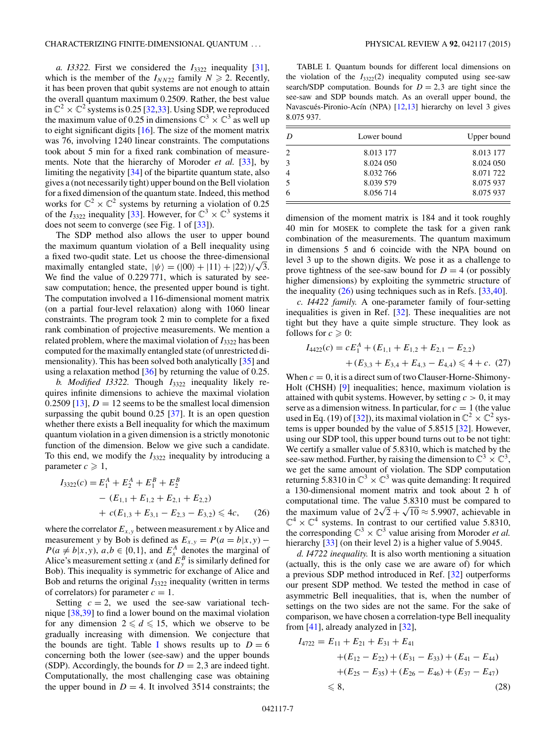*a. I3322.* First we considered the $I_{3322}$ inequality [31], which is the member of the $I_{NN22}$ family $N \geqslant 2$. Recently, it has been proven that qubit systems are not enough to attain the overall quantum maximum 0.2509. Rather, the best value in $\mathbb{C}^2 \times \mathbb{C}^2$ systems is 0.25 [32,33]. Using SDP, we reproduced the maximum value of 0.25 in dimensions $\mathbb{C}^3 \times \mathbb{C}^3$ as well up to eight significant digits [16]. The size of the moment matrix was 76, involving 1240 linear constraints. The computations took about 5 min for a fixed rank combination of measurements. Note that the hierarchy of Moroder *et al.* [33], by limiting the negativity [34] of the bipartite quantum state, also gives a (not necessarily tight) upper bound on the Bell violation for a fixed dimension of the quantum state. Indeed, this method works for $\mathbb{C}^2 \times \mathbb{C}^2$ systems by returning a violation of 0.25 of the $I_{3322}$ inequality [33]. However, for $\mathbb{C}^3 \times \mathbb{C}^3$ systems it does not seem to converge (see Fig. 1 of [33]).

The SDP method also allows the user to upper bound the maximum quantum violation of a Bell inequality using a fixed two-qudit state. Let us choose the three-dimensional maximally entangled state, $|\psi\rangle = (|00\rangle + |11\rangle + |22\rangle)/\sqrt{3}$. We find the value of 0.229 771, which is saturated by see-saw computation; hence, the presented upper bound is tight. The computation involved a 116-dimensional moment matrix (on a partial four-level relaxation) along with 1060 linear constraints. The program took 2 min to complete for a fixed rank combination of projective measurements. We mention a related problem, where the maximal violation of $I_{3322}$ has been computed for the maximally entangled state (of unrestricted dimensionality). This has been solved both analytically [35] and using a relaxation method [36] by returning the value of 0.25.

*b. Modified I3322.* Though $I_{3322}$ inequality likely requires infinite dimensions to achieve the maximal violation 0.2509 [13], $D = 12$ seems to be the smallest local dimension surpassing the qubit bound 0.25 [37]. It is an open question whether there exists a Bell inequality for which the maximum quantum violation in a given dimension is a strictly monotonic function of the dimension. Below we give such a candidate. To this end, we modify the $I_{3322}$ inequality by introducing a parameter $c \geqslant 1$,

$$
\begin{aligned}
I_{3322}(c) = {} & E_1^A + E_2^A + E_1^B + E_2^B \\
& - (E_{1,1} + E_{1,2} + E_{2,1} + E_{2,2}) \\
& + c(E_{1,3} + E_{3,1} - E_{2,3} - E_{3,2}) \leqslant 4c, \qquad (26)
\end{aligned}
$$

where the correlator $E_{x,y}$ between measurement $x$ by Alice and measurement $y$ by Bob is defined as $E_{x,y} = P(a = b|x,y) - P(a \neq b|x,y)$, $a,b \in \{0,1\}$, and $E_x^A$ denotes the marginal of Alice's measurement setting $x$ (and $E_y^B$ is similarly defined for Bob). This inequality is symmetric for exchange of Alice and Bob and returns the original $I_{3322}$ inequality (written in terms of correlators) for parameter $c = 1$.

Setting $c = 2$, we used the see-saw variational technique [38,39] to find a lower bound on the maximal violation for any dimension $2 \leqslant d \leqslant 15$, which we observe to be gradually increasing with dimension. We conjecture that the bounds are tight. Table I shows results up to $D = 6$ concerning both the lower (see-saw) and the upper bounds (SDP). Accordingly, the bounds for $D = 2,3$ are indeed tight. Computationally, the most challenging case was obtaining the upper bound in $D = 4$. It involved 3514 constraints; the

TABLE I. Quantum bounds for different local dimensions on the violation of the $I_{3322}(2)$ inequality computed using see-saw search/SDP computation. Bounds for $D = 2,3$ are tight since the see-saw and SDP bounds match. As an overall upper bound, the Navascués-Pironio-Acín (NPA) [12,13] hierarchy on level 3 gives 8.075 937.

| $D$ | Lower bound | Upper bound |
|---|---|---|
| 2 | 8.013 177 | 8.013 177 |
| 3 | 8.024 050 | 8.024 050 |
| 4 | 8.032 766 | 8.071 722 |
| 5 | 8.039 579 | 8.075 937 |
| 6 | 8.056 714 | 8.075 937 |

dimension of the moment matrix is 184 and it took roughly 40 min for MOSEK to complete the task for a given rank combination of the measurements. The quantum maximum in dimensions 5 and 6 coincide with the NPA bound on level 3 up to the shown digits. We pose it as a challenge to prove tightness of the see-saw bound for $D = 4$ (or possibly higher dimensions) by exploiting the symmetric structure of the inequality (26) using techniques such as in Refs. [33,40].

*c. I4422 family.* A one-parameter family of four-setting inequalities is given in Ref. [32]. These inequalities are not tight but they have a quite simple structure. They look as follows for $c \geqslant 0$:

$$
\begin{aligned}
I_{4422}(c) = {} & cE_1^A + (E_{1,1} + E_{1,2} + E_{2,1} - E_{2,2}) \\
& + (E_{3,3} + E_{3,4} + E_{4,3} - E_{4,4}) \leqslant 4 + c. \quad (27)
\end{aligned}
$$

When $c = 0$, it is a direct sum of two Clauser-Horne-Shimony-Holt (CHSH) [9] inequalities; hence, maximum violation is attained with qubit systems. However, by setting $c > 0$, it may serve as a dimension witness. In particular, for $c = 1$ (the value used in Eq. (19) of [32]), its maximal violation in $\mathbb{C}^2 \times \mathbb{C}^2$ systems is upper bounded by the value of 5.8515 [32]. However, using our SDP tool, this upper bound turns out to be not tight: We certify a smaller value of 5.8310, which is matched by the see-saw method. Further, by raising the dimension to $\mathbb{C}^3 \times \mathbb{C}^3$, we get the same amount of violation. The SDP computation returning 5.8310 in $\mathbb{C}^3 \times \mathbb{C}^3$ was quite demanding: It required a 130-dimensional moment matrix and took about 2 h of computational time. The value 5.8310 must be compared to the maximum value of $2\sqrt{2} + \sqrt{10} \approx 5.9907$, achievable in $\mathbb{C}^4 \times \mathbb{C}^4$ systems. In contrast to our certified value 5.8310, the corresponding $\mathbb{C}^3 \times \mathbb{C}^3$ value arising from Moroder *et al.* hierarchy [33] (on their level 2) is a higher value of 5.9045.

*d. I4722 inequality.* It is also worth mentioning a situation (actually, this is the only case we are aware of) for which a previous SDP method introduced in Ref. [32] outperforms our present SDP method. We tested the method in case of asymmetric Bell inequalities, that is, when the number of settings on the two sides are not the same. For the sake of comparison, we have chosen a correlation-type Bell inequality from [41], already analyzed in [32],

$$
\begin{aligned}
I_{4722} = {} & E_{11} + E_{21} + E_{31} + E_{41} \\
& + (E_{12} - E_{22}) + (E_{31} - E_{33}) + (E_{41} - E_{44}) \\
& + (E_{25} - E_{35}) + (E_{26} - E_{46}) + (E_{37} - E_{47}) \\
& \leqslant 8, \qquad (28)
\end{aligned}
$$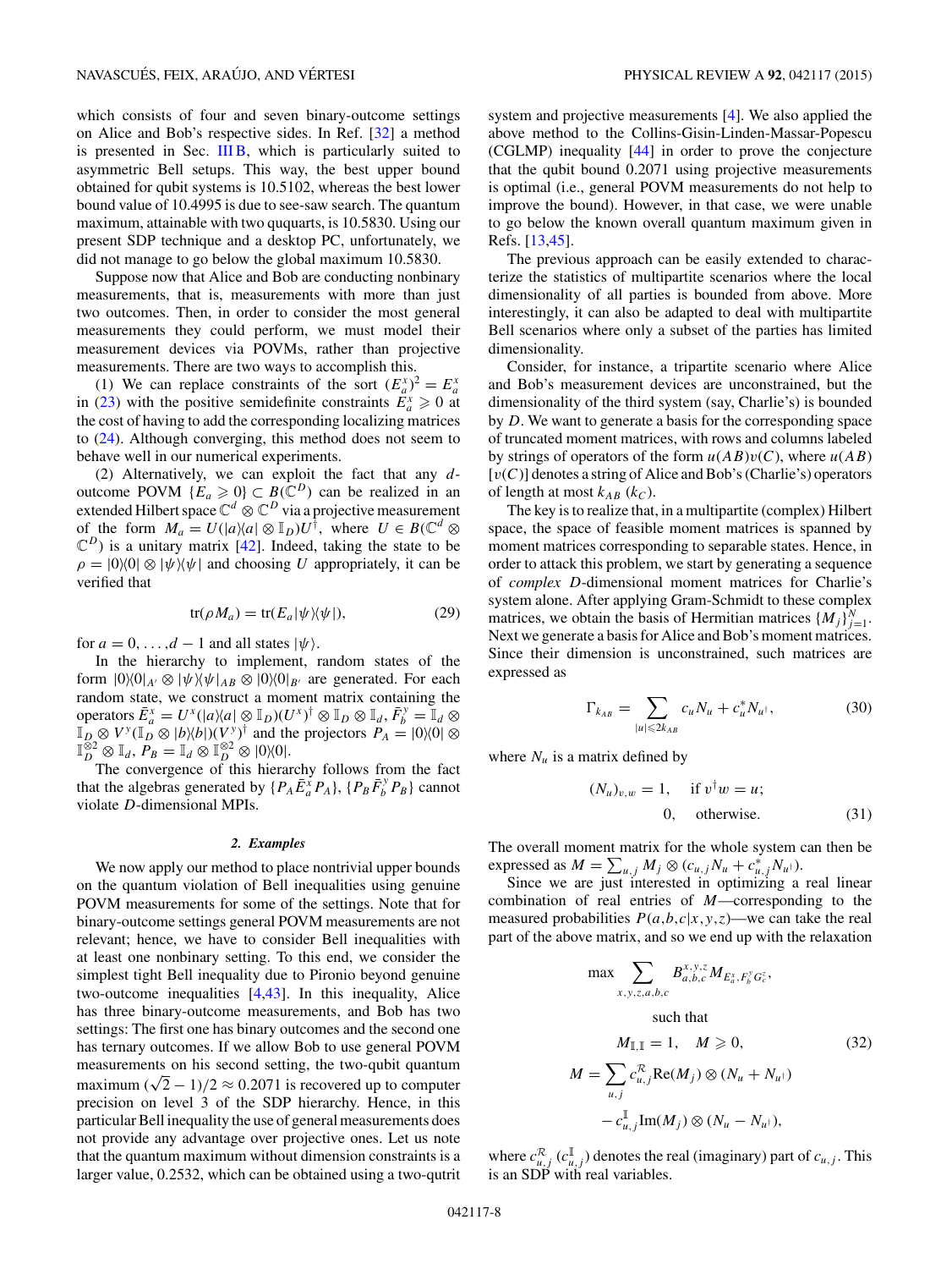which consists of four and seven binary-outcome settings on Alice and Bob's respective sides. In Ref. [32] a method is presented in Sec. III B, which is particularly suited to asymmetric Bell setups. This way, the best upper bound obtained for qubit systems is 10.5102, whereas the best lower bound value of 10.4995 is due to see-saw search. The quantum maximum, attainable with two ququarts, is 10.5830. Using our present SDP technique and a desktop PC, unfortunately, we did not manage to go below the global maximum 10.5830.

Suppose now that Alice and Bob are conducting nonbinary measurements, that is, measurements with more than just two outcomes. Then, in order to consider the most general measurements they could perform, we must model their measurement devices via POVMs, rather than projective measurements. There are two ways to accomplish this.

(1) We can replace constraints of the sort $(E_a^x)^2 = E_a^x$ in (23) with the positive semidefinite constraints $E_a^x \geqslant 0$ at the cost of having to add the corresponding localizing matrices to (24). Although converging, this method does not seem to behave well in our numerical experiments.

(2) Alternatively, we can exploit the fact that any $d$-outcome POVM $\{E_a \geqslant 0\} \subset B(\mathbb{C}^D)$ can be realized in an extended Hilbert space $\mathbb{C}^d \otimes \mathbb{C}^D$ via a projective measurement of the form $M_a = U(|a\rangle\langle a| \otimes \mathbb{I}_D)U^\dagger$, where $U \in B(\mathbb{C}^d \otimes \mathbb{C}^D)$ is a unitary matrix [42]. Indeed, taking the state to be $\rho = |0\rangle\langle 0| \otimes |\psi\rangle\langle\psi|$ and choosing $U$ appropriately, it can be verified that

$$\mathrm{tr}(\rho M_a) = \mathrm{tr}(E_a|\psi\rangle\langle\psi|), \tag{29}$$

for $a = 0,\dots,d-1$ and all states $|\psi\rangle$.

In the hierarchy to implement, random states of the form $|0\rangle\langle 0|_{A'} \otimes |\psi\rangle\langle\psi|_{AB} \otimes |0\rangle\langle 0|_{B'}$ are generated. For each random state, we construct a moment matrix containing the operators $\bar{E}_a^x = U^x(|a\rangle\langle a| \otimes \mathbb{I}_D)(U^x)^\dagger \otimes \mathbb{I}_D \otimes \mathbb{I}_d$, $\bar{F}_b^y = \mathbb{I}_d \otimes \mathbb{I}_D \otimes V^y(\mathbb{I}_D \otimes |b\rangle\langle b|)(V^y)^\dagger$ and the projectors $P_A = |0\rangle\langle 0| \otimes \mathbb{I}_D^{\otimes 2} \otimes \mathbb{I}_d$, $P_B = \mathbb{I}_d \otimes \mathbb{I}_D^{\otimes 2} \otimes |0\rangle\langle 0|$.

The convergence of this hierarchy follows from the fact that the algebras generated by $\{P_A\bar{E}_a^x P_A\}$, $\{P_B\bar{F}_b^y P_B\}$ cannot violate $D$-dimensional MPIs.

#### *2. Examples*

We now apply our method to place nontrivial upper bounds on the quantum violation of Bell inequalities using genuine POVM measurements for some of the settings. Note that for binary-outcome settings general POVM measurements are not relevant; hence, we have to consider Bell inequalities with at least one nonbinary setting. To this end, we consider the simplest tight Bell inequality due to Pironio beyond genuine two-outcome inequalities [4,43]. In this inequality, Alice has three binary-outcome measurements, and Bob has two settings: The first one has binary outcomes and the second one has ternary outcomes. If we allow Bob to use general POVM measurements on his second setting, the two-qubit quantum maximum $(\sqrt{2}-1)/2 \approx 0.2071$ is recovered up to computer precision on level 3 of the SDP hierarchy. Hence, in this particular Bell inequality the use of general measurements does not provide any advantage over projective ones. Let us note that the quantum maximum without dimension constraints is a larger value, 0.2532, which can be obtained using a two-qutrit system and projective measurements [4]. We also applied the above method to the Collins-Gisin-Linden-Massar-Popescu (CGLMP) inequality [44] in order to prove the conjecture that the qubit bound 0.2071 using projective measurements is optimal (i.e., general POVM measurements do not help to improve the bound). However, in that case, we were unable to go below the known overall quantum maximum given in Refs. [13,45].

The previous approach can be easily extended to characterize the statistics of multipartite scenarios where the local dimensionality of all parties is bounded from above. More interestingly, it can also be adapted to deal with multipartite Bell scenarios where only a subset of the parties has limited dimensionality.

Consider, for instance, a tripartite scenario where Alice and Bob's measurement devices are unconstrained, but the dimensionality of the third system (say, Charlie's) is bounded by $D$. We want to generate a basis for the corresponding space of truncated moment matrices, with rows and columns labeled by strings of operators of the form $u(AB)v(C)$, where $u(AB)$ $[v(C)]$ denotes a string of Alice and Bob's (Charlie's) operators of length at most $k_{AB}$ $(k_C)$.

The key is to realize that, in a multipartite (complex) Hilbert space, the space of feasible moment matrices is spanned by moment matrices corresponding to separable states. Hence, in order to attack this problem, we start by generating a sequence of *complex* $D$-dimensional moment matrices for Charlie's system alone. After applying Gram-Schmidt to these complex matrices, we obtain the basis of Hermitian matrices $\{M_j\}_{j=1}^N$. Next we generate a basis for Alice and Bob's moment matrices. Since their dimension is unconstrained, such matrices are expressed as

$$\Gamma_{k_{AB}} = \sum_{|u|\leqslant 2k_{AB}} c_u N_u + c_u^* N_{u^\dagger}, \tag{30}$$

where $N_u$ is a matrix defined by

$$(N_u)_{v,w} = 1, \quad \text{if } v^\dagger w = u; \qquad 0, \quad \text{otherwise.} \tag{31}$$

The overall moment matrix for the whole system can then be expressed as $M = \sum_{u,j} M_j \otimes (c_{u,j} N_u + c_{u,j}^* N_{u^\dagger})$.

Since we are just interested in optimizing a real linear combination of real entries of $M$—corresponding to the measured probabilities $P(a,b,c|x,y,z)$—we can take the real part of the above matrix, and so we end up with the relaxation

$$\begin{aligned}
\max \sum_{x,y,z,a,b,c} & B_{a,b,c}^{x,y,z} M_{E_a^x, F_b^y G_c^z}, \\
\text{such that} & \\
M_{\mathbb{I},\mathbb{I}} = 1&, \quad M \geqslant 0, \\
M = \sum_{u,j} c_{u,j}^{\mathcal{R}} & \mathrm{Re}(M_j) \otimes (N_u + N_{u^\dagger}) \\
& - c_{u,j}^{\mathbb{I}} \mathrm{Im}(M_j) \otimes (N_u - N_{u^\dagger}),
\end{aligned} \tag{32}$$

where $c_{u,j}^{\mathcal{R}}$ $(c_{u,j}^{\mathbb{I}})$ denotes the real (imaginary) part of $c_{u,j}$. This is an SDP with real variables.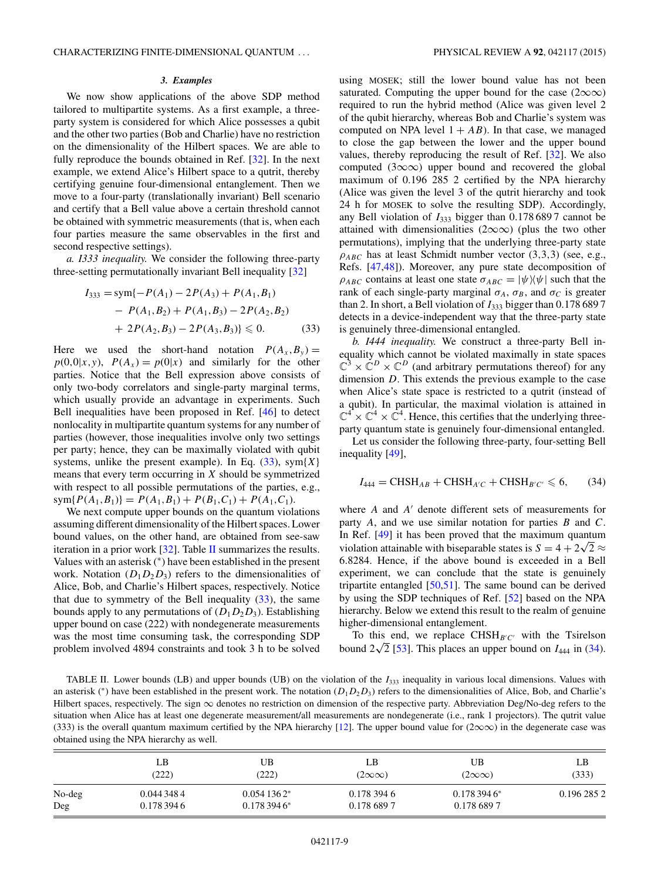### 3. Examples

We now show applications of the above SDP method tailored to multipartite systems. As a first example, a three-party system is considered for which Alice possesses a qubit and the other two parties (Bob and Charlie) have no restriction on the dimensionality of the Hilbert spaces. We are able to fully reproduce the bounds obtained in Ref. [32]. In the next example, we extend Alice's Hilbert space to a qutrit, thereby certifying genuine four-dimensional entanglement. Then we move to a four-party (translationally invariant) Bell scenario and certify that a Bell value above a certain threshold cannot be obtained with symmetric measurements (that is, when each four parties measure the same observables in the first and second respective settings).

*a. I333 inequality.* We consider the following three-party three-setting permutationally invariant Bell inequality [32]

$$
\begin{aligned}
I_{333} = \mathrm{sym}\{&-P(A_1) - 2P(A_3) + P(A_1,B_1) \\
&- P(A_1,B_2) + P(A_1,B_3) - 2P(A_2,B_2) \\
&+ 2P(A_2,B_3) - 2P(A_3,B_3)\} \leqslant 0. \qquad (33)
\end{aligned}
$$

Here we used the short-hand notation $P(A_x,B_y) = p(0,0|x,y)$, $P(A_x) = p(0|x)$ and similarly for the other parties. Notice that the Bell expression above consists of only two-body correlators and single-party marginal terms, which usually provide an advantage in experiments. Such Bell inequalities have been proposed in Ref. [46] to detect nonlocality in multipartite quantum systems for any number of parties (however, those inequalities involve only two settings per party; hence, they can be maximally violated with qubit systems, unlike the present example). In Eq. (33), $\mathrm{sym}\{X\}$ means that every term occurring in $X$ should be symmetrized with respect to all possible permutations of the parties, e.g., $\mathrm{sym}\{P(A_1,B_1)\} = P(A_1,B_1) + P(B_1,C_1) + P(A_1,C_1)$.

We next compute upper bounds on the quantum violations assuming different dimensionality of the Hilbert spaces. Lower bound values, on the other hand, are obtained from see-saw iteration in a prior work [32]. Table II summarizes the results. Values with an asterisk (*) have been established in the present work. Notation $(D_1D_2D_3)$ refers to the dimensionalities of Alice, Bob, and Charlie's Hilbert spaces, respectively. Notice that due to symmetry of the Bell inequality (33), the same bounds apply to any permutations of $(D_1D_2D_3)$. Establishing upper bound on case (222) with nondegenerate measurements was the most time consuming task, the corresponding SDP problem involved 4894 constraints and took 3 h to be solved using MOSEK; still the lower bound value has not been saturated. Computing the upper bound for the case $(2\infty\infty)$ required to run the hybrid method (Alice was given level 2 of the qubit hierarchy, whereas Bob and Charlie's system was computed on NPA level $1+AB$). In that case, we managed to close the gap between the lower and the upper bound values, thereby reproducing the result of Ref. [32]. We also computed $(3\infty\infty)$ upper bound and recovered the global maximum of 0.196 285 2 certified by the NPA hierarchy (Alice was given the level 3 of the qutrit hierarchy and took 24 h for MOSEK to solve the resulting SDP). Accordingly, any Bell violation of $I_{333}$ bigger than 0.178 689 7 cannot be attained with dimensionalities $(2\infty\infty)$ (plus the two other permutations), implying that the underlying three-party state $\rho_{ABC}$ has at least Schmidt number vector (3,3,3) (see, e.g., Refs. [47,48]). Moreover, any pure state decomposition of $\rho_{ABC}$ contains at least one state $\sigma_{ABC} = |\psi\rangle\langle\psi|$ such that the rank of each single-party marginal $\sigma_A$, $\sigma_B$, and $\sigma_C$ is greater than 2. In short, a Bell violation of $I_{333}$ bigger than 0.178 689 7 detects in a device-independent way that the three-party state is genuinely three-dimensional entangled.

*b. I444 inequality.* We construct a three-party Bell inequality which cannot be violated maximally in state spaces $\mathbb{C}^3 \times \mathbb{C}^D \times \mathbb{C}^D$ (and arbitrary permutations thereof) for any dimension $D$. This extends the previous example to the case when Alice's state space is restricted to a qutrit (instead of a qubit). In particular, the maximal violation is attained in $\mathbb{C}^4 \times \mathbb{C}^4 \times \mathbb{C}^4$. Hence, this certifies that the underlying three-party quantum state is genuinely four-dimensional entangled.

Let us consider the following three-party, four-setting Bell inequality [49],

$$
I_{444} = \mathrm{CHSH}_{AB} + \mathrm{CHSH}_{A'C} + \mathrm{CHSH}_{B'C'} \leqslant 6, \qquad (34)
$$

where $A$ and $A'$ denote different sets of measurements for party $A$, and we use similar notation for parties $B$ and $C$. In Ref. [49] it has been proved that the maximum quantum violation attainable with biseparable states is $S = 4 + 2\sqrt{2} \approx 6.8284$. Hence, if the above bound is exceeded in a Bell experiment, we can conclude that the state is genuinely tripartite entangled [50,51]. The same bound can be derived by using the SDP techniques of Ref. [52] based on the NPA hierarchy. Below we extend this result to the realm of genuine higher-dimensional entanglement.

To this end, we replace $\mathrm{CHSH}_{B'C'}$ with the Tsirelson bound $2\sqrt{2}$ [53]. This places an upper bound on $I_{444}$ in (34).

TABLE II. Lower bounds (LB) and upper bounds (UB) on the violation of the $I_{333}$ inequality in various local dimensions. Values with an asterisk (*) have been established in the present work. The notation $(D_1D_2D_3)$ refers to the dimensionalities of Alice, Bob, and Charlie's Hilbert spaces, respectively. The sign $\infty$ denotes no restriction on dimension of the respective party. Abbreviation Deg/No-deg refers to the situation when Alice has at least one degenerate measurement/all measurements are nondegenerate (i.e., rank 1 projectors). The qutrit value (333) is the overall quantum maximum certified by the NPA hierarchy [12]. The upper bound value for $(2\infty\infty)$ in the degenerate case was obtained using the NPA hierarchy as well.

| | LB (222) | UB (222) | LB $(2\infty\infty)$ | UB $(2\infty\infty)$ | LB (333) |
|---|---|---|---|---|---|
| No-deg | 0.044 348 4 | 0.054 136 2* | 0.178 394 6 | 0.178 394 6* | 0.196 285 2 |
| Deg | 0.178 394 6 | 0.178 394 6* | 0.178 689 7 | 0.178 689 7 | |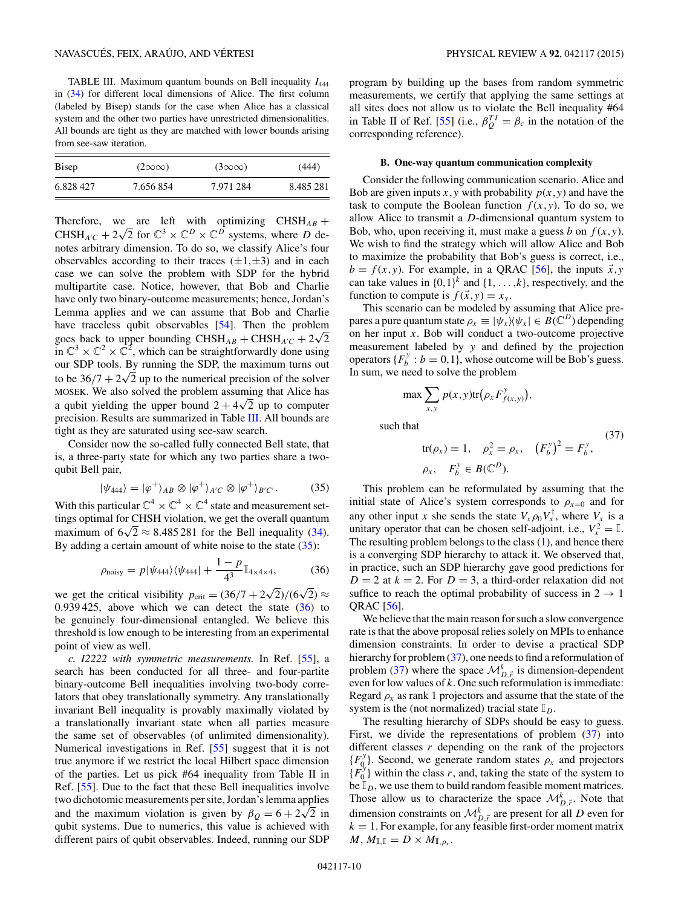TABLE III. Maximum quantum bounds on Bell inequality $I_{444}$ in (34) for different local dimensions of Alice. The first column (labeled by Bisep) stands for the case when Alice has a classical system and the other two parties have unrestricted dimensionalities. All bounds are tight as they are matched with lower bounds arising from see-saw iteration.

| Bisep | $(2\infty\infty)$ | $(3\infty\infty)$ | (444) |
|---|---|---|---|
| 6.828 427 | 7.656 854 | 7.971 284 | 8.485 281 |

Therefore, we are left with optimizing $\text{CHSH}_{AB} + \text{CHSH}_{A'C} + 2\sqrt{2}$ for $\mathbb{C}^3 \times \mathbb{C}^D \times \mathbb{C}^D$ systems, where $D$ denotes arbitrary dimension. To do so, we classify Alice's four observables according to their traces $(\pm 1, \pm 3)$ and in each case we can solve the problem with SDP for the hybrid multipartite case. Notice, however, that Bob and Charlie have only two binary-outcome measurements; hence, Jordan's Lemma applies and we can assume that Bob and Charlie have traceless qubit observables [54]. Then the problem goes back to upper bounding $\text{CHSH}_{AB} + \text{CHSH}_{A'C} + 2\sqrt{2}$ in $\mathbb{C}^3 \times \mathbb{C}^2 \times \mathbb{C}^2$, which can be straightforwardly done using our SDP tools. By running the SDP, the maximum turns out to be $36/7 + 2\sqrt{2}$ up to the numerical precision of the solver MOSEK. We also solved the problem assuming that Alice has a qubit yielding the upper bound $2 + 4\sqrt{2}$ up to computer precision. Results are summarized in Table III. All bounds are tight as they are saturated using see-saw search.

Consider now the so-called fully connected Bell state, that is, a three-party state for which any two parties share a two-qubit Bell pair,

$$|\psi_{444}\rangle = |\varphi^+\rangle_{AB} \otimes |\varphi^+\rangle_{A'C} \otimes |\varphi^+\rangle_{B'C'}. \tag{35}$$

With this particular $\mathbb{C}^4 \times \mathbb{C}^4 \times \mathbb{C}^4$ state and measurement settings optimal for CHSH violation, we get the overall quantum maximum of $6\sqrt{2} \approx 8.485\,281$ for the Bell inequality (34). By adding a certain amount of white noise to the state (35):

$$\rho_{\text{noisy}} = p|\psi_{444}\rangle\langle\psi_{444}| + \frac{1-p}{4^3}\mathbb{I}_{4\times4\times4}, \tag{36}$$

we get the critical visibility $p_{\text{crit}} = (36/7 + 2\sqrt{2})/(6\sqrt{2}) \approx 0.939\,425$, above which we can detect the state (36) to be genuinely four-dimensional entangled. We believe this threshold is low enough to be interesting from an experimental point of view as well.

*c. I2222 with symmetric measurements.* In Ref. [55], a search has been conducted for all three- and four-partite binary-outcome Bell inequalities involving two-body correlators that obey translationally symmetry. Any translationally invariant Bell inequality is provably maximally violated by a translationally invariant state when all parties measure the same set of observables (of unlimited dimensionality). Numerical investigations in Ref. [55] suggest that it is not true anymore if we restrict the local Hilbert space dimension of the parties. Let us pick #64 inequality from Table II in Ref. [55]. Due to the fact that these Bell inequalities involve two dichotomic measurements per site, Jordan's lemma applies and the maximum violation is given by $\beta_Q = 6 + 2\sqrt{2}$ in qubit systems. Due to numerics, this value is achieved with different pairs of qubit observables. Indeed, running our SDP program by building up the bases from random symmetric measurements, we certify that applying the same settings at all sites does not allow us to violate the Bell inequality #64 in Table II of Ref. [55] (i.e., $\beta_Q^{TI} = \beta_c$ in the notation of the corresponding reference).

### B. One-way quantum communication complexity

Consider the following communication scenario. Alice and Bob are given inputs $x, y$ with probability $p(x,y)$ and have the task to compute the Boolean function $f(x,y)$. To do so, we allow Alice to transmit a $D$-dimensional quantum system to Bob, who, upon receiving it, must make a guess $b$ on $f(x,y)$. We wish to find the strategy which will allow Alice and Bob to maximize the probability that Bob's guess is correct, i.e., $b = f(x,y)$. For example, in a QRAC [56], the inputs $\vec{x}, y$ can take values in $\{0,1\}^k$ and $\{1,\ldots,k\}$, respectively, and the function to compute is $f(\vec{x},y) = x_y$.

This scenario can be modeled by assuming that Alice prepares a pure quantum state $\rho_x \equiv |\psi_x\rangle\langle\psi_x| \in B(\mathbb{C}^D)$ depending on her input $x$. Bob will conduct a two-outcome projective measurement labeled by $y$ and defined by the projection operators $\{F_b^y : b = 0,1\}$, whose outcome will be Bob's guess. In sum, we need to solve the problem

$$\max \sum_{x,y} p(x,y)\text{tr}\left(\rho_x F^y_{f(x,y)}\right),$$

such that

$$\text{tr}(\rho_x) = 1, \quad \rho_x^2 = \rho_x, \quad \left(F_b^y\right)^2 = F_b^y, \quad \rho_x, \quad F_b^y \in B(\mathbb{C}^D). \tag{37}$$

This problem can be reformulated by assuming that the initial state of Alice's system corresponds to $\rho_{x=0}$ and for any other input $x$ she sends the state $V_x\rho_0V_x^\dagger$, where $V_x$ is a unitary operator that can be chosen self-adjoint, i.e., $V_x^2 = \mathbb{I}$. The resulting problem belongs to the class (1), and hence there is a converging SDP hierarchy to attack it. We observed that, in practice, such an SDP hierarchy gave good predictions for $D = 2$ at $k = 2$. For $D = 3$, a third-order relaxation did not suffice to reach the optimal probability of success in $2 \rightarrow 1$ QRAC [56].

We believe that the main reason for such a slow convergence rate is that the above proposal relies solely on MPIs to enhance dimension constraints. In order to devise a practical SDP hierarchy for problem (37), one needs to find a reformulation of problem (37) where the space $\mathcal{M}^k_{D,\bar{r}}$ is dimension-dependent even for low values of $k$. One such reformulation is immediate: Regard $\rho_x$ as rank 1 projectors and assume that the state of the system is the (not normalized) tracial state $\mathbb{I}_D$.

The resulting hierarchy of SDPs should be easy to guess. First, we divide the representations of problem (37) into different classes $r$ depending on the rank of the projectors $\{F_0^y\}$. Second, we generate random states $\rho_x$ and projectors $\{F_0^y\}$ within the class $r$, and, taking the state of the system to be $\mathbb{I}_D$, we use them to build random feasible moment matrices. Those allow us to characterize the space $\mathcal{M}^k_{D,\bar{r}}$. Note that dimension constraints on $\mathcal{M}^k_{D,\bar{r}}$ are present for all $D$ even for $k = 1$. For example, for any feasible first-order moment matrix $M$, $M_{\mathbb{I},\mathbb{I}} = D \times M_{\mathbb{I},\rho_x}$.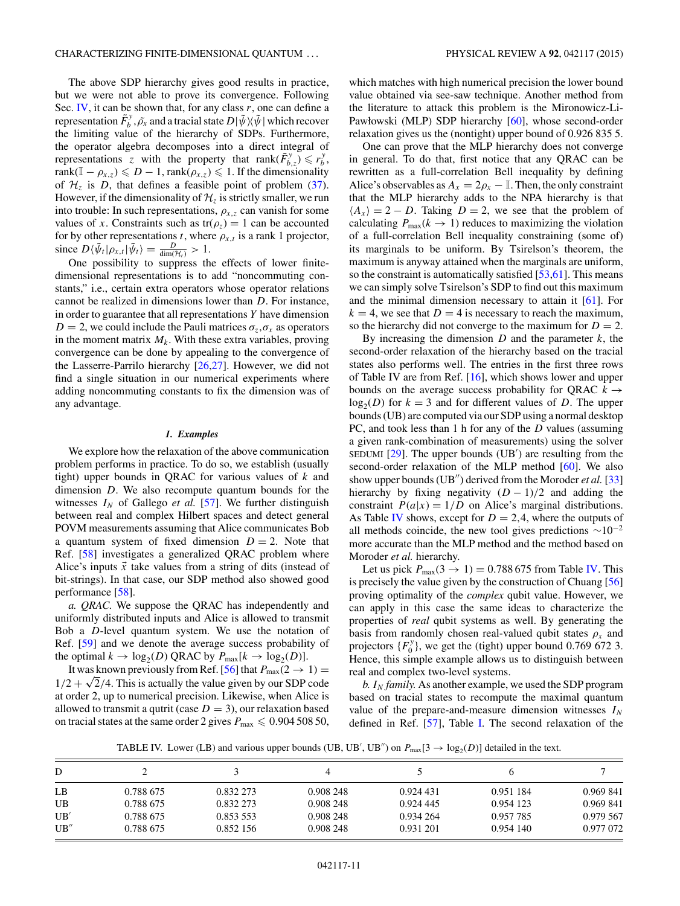The above SDP hierarchy gives good results in practice, but we were not able to prove its convergence. Following Sec. IV, it can be shown that, for any class $r$, one can define a representation $\tilde{F}_b^y, \tilde{\rho}_x$ and a tracial state $D|\tilde{\psi}\rangle\langle\tilde{\psi}|$ which recover the limiting value of the hierarchy of SDPs. Furthermore, the operator algebra decomposes into a direct integral of representations $z$ with the property that $\text{rank}(\tilde{F}_{b,z}^y) \leqslant r_b^y$, $\text{rank}(\mathbb{I} - \rho_{x,z}) \leqslant D - 1$, $\text{rank}(\rho_{x,z}) \leqslant 1$. If the dimensionality of $\mathcal{H}_z$ is $D$, that defines a feasible point of problem (37). However, if the dimensionality of $\mathcal{H}_z$ is strictly smaller, we run into trouble: In such representations, $\rho_{x,z}$ can vanish for some values of $x$. Constraints such as $\text{tr}(\rho_z) = 1$ can be accounted for by other representations $t$, where $\rho_{x,t}$ is a rank 1 projector, since $D\langle\tilde{\psi}_t|\rho_{x,t}|\tilde{\psi}_t\rangle = \frac{D}{\dim(\mathcal{H}_t)} > 1$.

One possibility to suppress the effects of lower finite-dimensional representations is to add "noncommuting constants," i.e., certain extra operators whose operator relations cannot be realized in dimensions lower than $D$. For instance, in order to guarantee that all representations $Y$ have dimension $D = 2$, we could include the Pauli matrices $\sigma_z, \sigma_x$ as operators in the moment matrix $M_k$. With these extra variables, proving convergence can be done by appealing to the convergence of the Lasserre-Parrilo hierarchy [26,27]. However, we did not find a single situation in our numerical experiments where adding noncommuting constants to fix the dimension was of any advantage.

#### 1. Examples

We explore how the relaxation of the above communication problem performs in practice. To do so, we establish (usually tight) upper bounds in QRAC for various values of $k$ and dimension $D$. We also recompute quantum bounds for the witnesses $I_N$ of Gallego *et al.* [57]. We further distinguish between real and complex Hilbert spaces and detect general POVM measurements assuming that Alice communicates Bob a quantum system of fixed dimension $D = 2$. Note that Ref. [58] investigates a generalized QRAC problem where Alice's inputs $\vec{x}$ take values from a string of dits (instead of bit-strings). In that case, our SDP method also showed good performance [58].

*a. QRAC.* We suppose the QRAC has independently and uniformly distributed inputs and Alice is allowed to transmit Bob a $D$-level quantum system. We use the notation of Ref. [59] and we denote the average success probability of the optimal $k \to \log_2(D)$ QRAC by $P_{\max}[k \to \log_2(D)]$.

It was known previously from Ref. [56] that $P_{\max}(2 \to 1) = 1/2 + \sqrt{2}/4$. This is actually the value given by our SDP code at order 2, up to numerical precision. Likewise, when Alice is allowed to transmit a qutrit (case $D = 3$), our relaxation based on tracial states at the same order 2 gives $P_{\max} \leqslant 0.904\,508\,50$, which matches with high numerical precision the lower bound value obtained via see-saw technique. Another method from the literature to attack this problem is the Mironowicz-Li-Pawłowski (MLP) SDP hierarchy [60], whose second-order relaxation gives us the (nontight) upper bound of 0.926 835 5.

One can prove that the MLP hierarchy does not converge in general. To do that, first notice that any QRAC can be rewritten as a full-correlation Bell inequality by defining Alice's observables as $A_x = 2\rho_x - \mathbb{I}$. Then, the only constraint that the MLP hierarchy adds to the NPA hierarchy is that $\langle A_x \rangle = 2 - D$. Taking $D = 2$, we see that the problem of calculating $P_{\max}(k \to 1)$ reduces to maximizing the violation of a full-correlation Bell inequality constraining (some of) its marginals to be uniform. By Tsirelson's theorem, the maximum is anyway attained when the marginals are uniform, so the constraint is automatically satisfied [53,61]. This means we can simply solve Tsirelson's SDP to find out this maximum and the minimal dimension necessary to attain it [61]. For $k = 4$, we see that $D = 4$ is necessary to reach the maximum, so the hierarchy did not converge to the maximum for $D = 2$.

By increasing the dimension $D$ and the parameter $k$, the second-order relaxation of the hierarchy based on the tracial states also performs well. The entries in the first three rows of Table IV are from Ref. [16], which shows lower and upper bounds on the average success probability for QRAC $k \to \log_2(D)$ for $k = 3$ and for different values of $D$. The upper bounds (UB) are computed via our SDP using a normal desktop PC, and took less than 1 h for any of the $D$ values (assuming a given rank-combination of measurements) using the solver SEDUMI [29]. The upper bounds (UB$'$) are resulting from the second-order relaxation of the MLP method [60]. We also show upper bounds (UB$''$) derived from the Moroder *et al.* [33] hierarchy by fixing negativity $(D-1)/2$ and adding the constraint $P(a|x) = 1/D$ on Alice's marginal distributions. As Table IV shows, except for $D = 2,4$, where the outputs of all methods coincide, the new tool gives predictions $\sim 10^{-2}$ more accurate than the MLP method and the method based on Moroder *et al.* hierarchy.

Let us pick $P_{\max}(3 \to 1) = 0.788\,675$ from Table IV. This is precisely the value given by the construction of Chuang [56] proving optimality of the *complex* qubit value. However, we can apply in this case the same ideas to characterize the properties of *real* qubit systems as well. By generating the basis from randomly chosen real-valued qubit states $\rho_x$ and projectors $\{F_0^y\}$, we get the (tight) upper bound 0.769 672 3. Hence, this simple example allows us to distinguish between real and complex two-level systems.

*b. $I_N$ family.* As another example, we used the SDP program based on tracial states to recompute the maximal quantum value of the prepare-and-measure dimension witnesses $I_N$ defined in Ref. [57], Table I. The second relaxation of the

TABLE IV. Lower (LB) and various upper bounds (UB, UB$'$, UB$''$) on $P_{\max}[3 \to \log_2(D)]$ detailed in the text.

| D | 2 | 3 | 4 | 5 | 6 | 7 |
|---|---|---|---|---|---|---|
| LB | 0.788 675 | 0.832 273 | 0.908 248 | 0.924 431 | 0.951 184 | 0.969 841 |
| UB | 0.788 675 | 0.832 273 | 0.908 248 | 0.924 445 | 0.954 123 | 0.969 841 |
| UB$'$ | 0.788 675 | 0.853 553 | 0.908 248 | 0.934 264 | 0.957 785 | 0.979 567 |
| UB$''$ | 0.788 675 | 0.852 156 | 0.908 248 | 0.931 201 | 0.954 140 | 0.977 072 |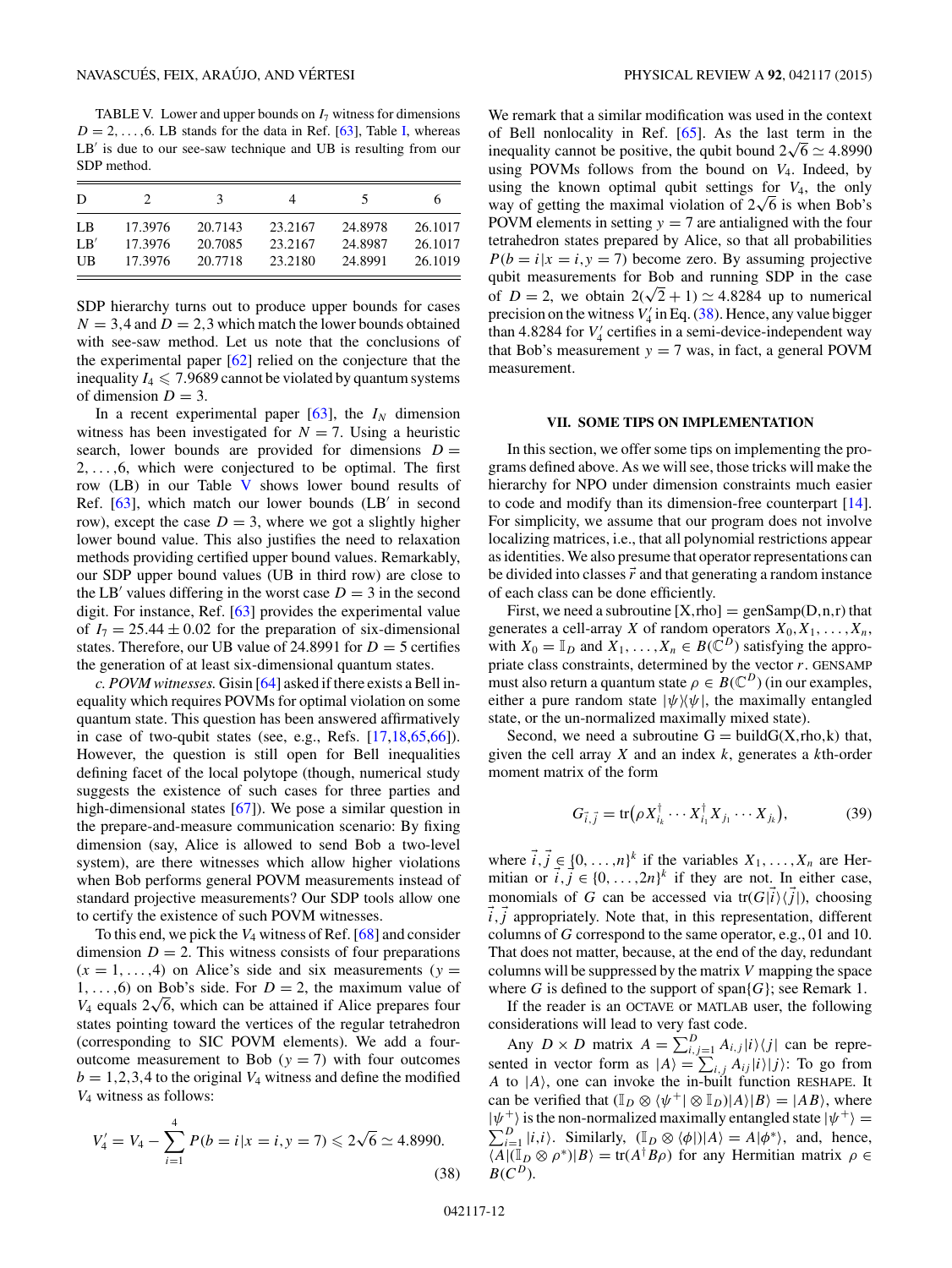TABLE V. Lower and upper bounds on $I_7$ witness for dimensions $D = 2, \ldots, 6$. LB stands for the data in Ref. [63], Table I, whereas LB′ is due to our see-saw technique and UB is resulting from our SDP method.

| D | 2 | 3 | 4 | 5 | 6 |
|---|---|---|---|---|---|
| LB | 17.3976 | 20.7143 | 23.2167 | 24.8978 | 26.1017 |
| LB′ | 17.3976 | 20.7085 | 23.2167 | 24.8987 | 26.1017 |
| UB | 17.3976 | 20.7718 | 23.2180 | 24.8991 | 26.1019 |

SDP hierarchy turns out to produce upper bounds for cases $N = 3,4$ and $D = 2,3$ which match the lower bounds obtained with see-saw method. Let us note that the conclusions of the experimental paper [62] relied on the conjecture that the inequality $I_4 \leqslant 7.9689$ cannot be violated by quantum systems of dimension $D = 3$.

In a recent experimental paper [63], the $I_N$ dimension witness has been investigated for $N = 7$. Using a heuristic search, lower bounds are provided for dimensions $D = 2, \ldots, 6$, which were conjectured to be optimal. The first row (LB) in our Table V shows lower bound results of Ref. [63], which match our lower bounds (LB′ in second row), except the case $D = 3$, where we got a slightly higher lower bound value. This also justifies the need to relaxation methods providing certified upper bound values. Remarkably, our SDP upper bound values (UB in third row) are close to the LB′ values differing in the worst case $D = 3$ in the second digit. For instance, Ref. [63] provides the experimental value of $I_7 = 25.44 \pm 0.02$ for the preparation of six-dimensional states. Therefore, our UB value of 24.8991 for $D = 5$ certifies the generation of at least six-dimensional quantum states.

*c. POVM witnesses.* Gisin [64] asked if there exists a Bell inequality which requires POVMs for optimal violation on some quantum state. This question has been answered affirmatively in case of two-qubit states (see, e.g., Refs. [17,18,65,66]). However, the question is still open for Bell inequalities defining facet of the local polytope (though, numerical study suggests the existence of such cases for three parties and high-dimensional states [67]). We pose a similar question in the prepare-and-measure communication scenario: By fixing dimension (say, Alice is allowed to send Bob a two-level system), are there witnesses which allow higher violations when Bob performs general POVM measurements instead of standard projective measurements? Our SDP tools allow one to certify the existence of such POVM witnesses.

To this end, we pick the $V_4$ witness of Ref. [68] and consider dimension $D = 2$. This witness consists of four preparations ($x = 1, \ldots, 4$) on Alice's side and six measurements ($y = 1, \ldots, 6$) on Bob's side. For $D = 2$, the maximum value of $V_4$ equals $2\sqrt{6}$, which can be attained if Alice prepares four states pointing toward the vertices of the regular tetrahedron (corresponding to SIC POVM elements). We add a four-outcome measurement to Bob ($y = 7$) with four outcomes $b = 1,2,3,4$ to the original $V_4$ witness and define the modified $V_4$ witness as follows:

$$V_4' = V_4 - \sum_{i=1}^{4} P(b = i|x = i, y = 7) \leqslant 2\sqrt{6} \simeq 4.8990. \tag{38}$$

We remark that a similar modification was used in the context of Bell nonlocality in Ref. [65]. As the last term in the inequality cannot be positive, the qubit bound $2\sqrt{6} \simeq 4.8990$ using POVMs follows from the bound on $V_4$. Indeed, by using the known optimal qubit settings for $V_4$, the only way of getting the maximal violation of $2\sqrt{6}$ is when Bob's POVM elements in setting $y = 7$ are antialigned with the four tetrahedron states prepared by Alice, so that all probabilities $P(b = i|x = i, y = 7)$ become zero. By assuming projective qubit measurements for Bob and running SDP in the case of $D = 2$, we obtain $2(\sqrt{2} + 1) \simeq 4.8284$ up to numerical precision on the witness $V_4'$ in Eq. (38). Hence, any value bigger than 4.8284 for $V_4'$ certifies in a semi-device-independent way that Bob's measurement $y = 7$ was, in fact, a general POVM measurement.

## VII. SOME TIPS ON IMPLEMENTATION

In this section, we offer some tips on implementing the programs defined above. As we will see, those tricks will make the hierarchy for NPO under dimension constraints much easier to code and modify than its dimension-free counterpart [14]. For simplicity, we assume that our program does not involve localizing matrices, i.e., that all polynomial restrictions appear as identities. We also presume that operator representations can be divided into classes $\vec{r}$ and that generating a random instance of each class can be done efficiently.

First, we need a subroutine [X,rho] = genSamp(D,n,r) that generates a cell-array $X$ of random operators $X_0, X_1, \ldots, X_n$, with $X_0 = \mathbb{I}_D$ and $X_1, \ldots, X_n \in B(\mathbb{C}^D)$ satisfying the appropriate class constraints, determined by the vector $r$. GENSAMP must also return a quantum state $\rho \in B(\mathbb{C}^D)$ (in our examples, either a pure random state $|\psi\rangle\langle\psi|$, the maximally entangled state, or the un-normalized maximally mixed state).

Second, we need a subroutine G = buildG(X,rho,k) that, given the cell array $X$ and an index $k$, generates a $k$th-order moment matrix of the form

$$G_{\vec{i},\vec{j}} = \mathrm{tr}\big(\rho X_{i_k}^\dagger \cdots X_{i_1}^\dagger X_{j_1} \cdots X_{j_k}\big), \tag{39}$$

where $\vec{i},\vec{j} \in \{0, \ldots, n\}^k$ if the variables $X_1, \ldots, X_n$ are Hermitian or $\vec{i},\vec{j} \in \{0, \ldots, 2n\}^k$ if they are not. In either case, monomials of $G$ can be accessed via $\mathrm{tr}(G|\vec{i}\rangle\langle\vec{j}|)$, choosing $\vec{i},\vec{j}$ appropriately. Note that, in this representation, different columns of $G$ correspond to the same operator, e.g., 01 and 10. That does not matter, because, at the end of the day, redundant columns will be suppressed by the matrix $V$ mapping the space where $G$ is defined to the support of span$\{G\}$; see Remark 1.

If the reader is an OCTAVE or MATLAB user, the following considerations will lead to very fast code.

Any $D \times D$ matrix $A = \sum_{i,j=1}^{D} A_{i,j}|i\rangle\langle j|$ can be represented in vector form as $|A\rangle = \sum_{i,j} A_{ij}|i\rangle|j\rangle$: To go from $A$ to $|A\rangle$, one can invoke the in-built function RESHAPE. It can be verified that $(\mathbb{I}_D \otimes \langle\psi^+| \otimes \mathbb{I}_D)|A\rangle|B\rangle = |AB\rangle$, where $|\psi^+\rangle$ is the non-normalized maximally entangled state $|\psi^+\rangle = \sum_{i=1}^{D} |i,i\rangle$. Similarly, $(\mathbb{I}_D \otimes \langle\phi|)|A\rangle = A|\phi^*\rangle$, and, hence, $\langle A|(\mathbb{I}_D \otimes \rho^*)|B\rangle = \mathrm{tr}(A^\dagger B \rho)$ for any Hermitian matrix $\rho \in B(C^D)$.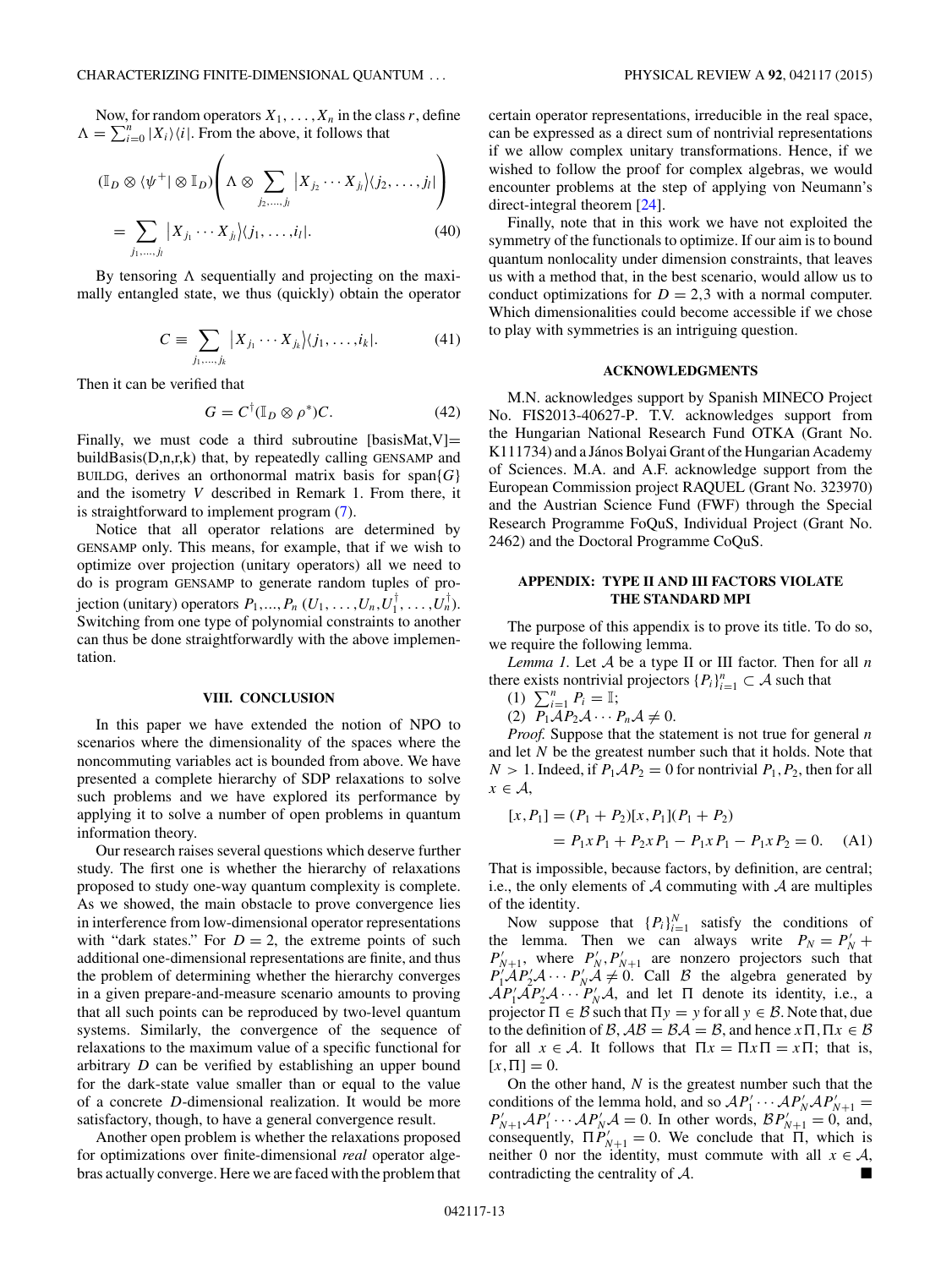Now, for random operators $X_1, \ldots, X_n$ in the class $r$, define $\Lambda = \sum_{i=0}^{n} |X_i\rangle\langle i|$. From the above, it follows that

$$
(\mathbb{I}_D \otimes \langle\psi^+| \otimes \mathbb{I}_D)\left(\Lambda \otimes \sum_{j_2,\ldots,j_l} |X_{j_2}\cdots X_{j_l}\rangle\langle j_2,\ldots,j_l|\right) = \sum_{j_1,\ldots,j_l} |X_{j_1}\cdots X_{j_l}\rangle\langle j_1,\ldots,i_l|. \quad (40)
$$

By tensoring $\Lambda$ sequentially and projecting on the maximally entangled state, we thus (quickly) obtain the operator

$$
C \equiv \sum_{j_1,\ldots,j_k} |X_{j_1}\cdots X_{j_k}\rangle\langle j_1,\ldots,i_k|. \quad (41)
$$

Then it can be verified that

$$
G = C^{\dagger}(\mathbb{I}_D \otimes \rho^*)C. \quad (42)
$$

Finally, we must code a third subroutine [basisMat,V]= buildBasis(D,n,r,k) that, by repeatedly calling GENSAMP and BUILDG, derives an orthonormal matrix basis for span$\{G\}$ and the isometry $V$ described in Remark 1. From there, it is straightforward to implement program (7).

Notice that all operator relations are determined by GENSAMP only. This means, for example, that if we wish to optimize over projection (unitary operators) all we need to do is program GENSAMP to generate random tuples of projection (unitary) operators $P_1,\ldots,P_n$ ($U_1,\ldots,U_n,U_1^{\dagger},\ldots,U_n^{\dagger}$). Switching from one type of polynomial constraints to another can thus be done straightforwardly with the above implementation.

## VIII. CONCLUSION

In this paper we have extended the notion of NPO to scenarios where the dimensionality of the spaces where the noncommuting variables act is bounded from above. We have presented a complete hierarchy of SDP relaxations to solve such problems and we have explored its performance by applying it to solve a number of open problems in quantum information theory.

Our research raises several questions which deserve further study. The first one is whether the hierarchy of relaxations proposed to study one-way quantum complexity is complete. As we showed, the main obstacle to prove convergence lies in interference from low-dimensional operator representations with "dark states." For $D = 2$, the extreme points of such additional one-dimensional representations are finite, and thus the problem of determining whether the hierarchy converges in a given prepare-and-measure scenario amounts to proving that all such points can be reproduced by two-level quantum systems. Similarly, the convergence of the sequence of relaxations to the maximum value of a specific functional for arbitrary $D$ can be verified by establishing an upper bound for the dark-state value smaller than or equal to the value of a concrete $D$-dimensional realization. It would be more satisfactory, though, to have a general convergence result.

Another open problem is whether the relaxations proposed for optimizations over finite-dimensional *real* operator algebras actually converge. Here we are faced with the problem that certain operator representations, irreducible in the real space, can be expressed as a direct sum of nontrivial representations if we allow complex unitary transformations. Hence, if we wished to follow the proof for complex algebras, we would encounter problems at the step of applying von Neumann's direct-integral theorem [24].

Finally, note that in this work we have not exploited the symmetry of the functionals to optimize. If our aim is to bound quantum nonlocality under dimension constraints, that leaves us with a method that, in the best scenario, would allow us to conduct optimizations for $D = 2,3$ with a normal computer. Which dimensionalities could become accessible if we chose to play with symmetries is an intriguing question.

## ACKNOWLEDGMENTS

M.N. acknowledges support by Spanish MINECO Project No. FIS2013-40627-P. T.V. acknowledges support from the Hungarian National Research Fund OTKA (Grant No. K111734) and a János Bolyai Grant of the Hungarian Academy of Sciences. M.A. and A.F. acknowledge support from the European Commission project RAQUEL (Grant No. 323970) and the Austrian Science Fund (FWF) through the Special Research Programme FoQuS, Individual Project (Grant No. 2462) and the Doctoral Programme CoQuS.

## APPENDIX: TYPE II AND III FACTORS VIOLATE THE STANDARD MPI

The purpose of this appendix is to prove its title. To do so, we require the following lemma.

*Lemma 1.* Let $\mathcal{A}$ be a type II or III factor. Then for all $n$ there exists nontrivial projectors $\{P_i\}_{i=1}^n \subset \mathcal{A}$ such that

(1) $\sum_{i=1}^n P_i = \mathbb{I}$;

(2) $P_1\mathcal{A}P_2\mathcal{A}\cdots P_n\mathcal{A} \neq 0$.

*Proof.* Suppose that the statement is not true for general $n$ and let $N$ be the greatest number such that it holds. Note that $N > 1$. Indeed, if $P_1\mathcal{A}P_2 = 0$ for nontrivial $P_1, P_2$, then for all $x \in \mathcal{A}$,

$$
\begin{aligned}
[x, P_1] &= (P_1 + P_2)[x, P_1](P_1 + P_2) \\
&= P_1xP_1 + P_2xP_1 - P_1xP_1 - P_1xP_2 = 0. \quad (A1)
\end{aligned}
$$

That is impossible, because factors, by definition, are central; i.e., the only elements of $\mathcal{A}$ commuting with $\mathcal{A}$ are multiples of the identity.

Now suppose that $\{P_i\}_{i=1}^N$ satisfy the conditions of the lemma. Then we can always write $P_N = P'_N + P'_{N+1}$, where $P'_N, P'_{N+1}$ are nonzero projectors such that $P'_1\mathcal{A}P'_2\mathcal{A}\cdots P'_N\mathcal{A} \neq 0$. Call $\mathcal{B}$ the algebra generated by $\mathcal{A}P'_1\mathcal{A}P'_2\mathcal{A}\cdots P'_N\mathcal{A}$, and let $\Pi$ denote its identity, i.e., a projector $\Pi \in \mathcal{B}$ such that $\Pi y = y$ for all $y \in \mathcal{B}$. Note that, due to the definition of $\mathcal{B}$, $\mathcal{A}\mathcal{B} = \mathcal{B}\mathcal{A} = \mathcal{B}$, and hence $x\Pi, \Pi x \in \mathcal{B}$ for all $x \in \mathcal{A}$. It follows that $\Pi x = \Pi x \Pi = x\Pi$; that is, $[x, \Pi] = 0$.

On the other hand, $N$ is the greatest number such that the conditions of the lemma hold, and so $\mathcal{A}P'_1\cdots\mathcal{A}P'_N\mathcal{A}P'_{N+1} = P'_{N+1}\mathcal{A}P'_1\cdots\mathcal{A}P'_N\mathcal{A} = 0$. In other words, $\mathcal{B}P'_{N+1} = 0$, and, consequently, $\Pi P'_{N+1} = 0$. We conclude that $\Pi$, which is neither 0 nor the identity, must commute with all $x \in \mathcal{A}$, contradicting the centrality of $\mathcal{A}$. ∎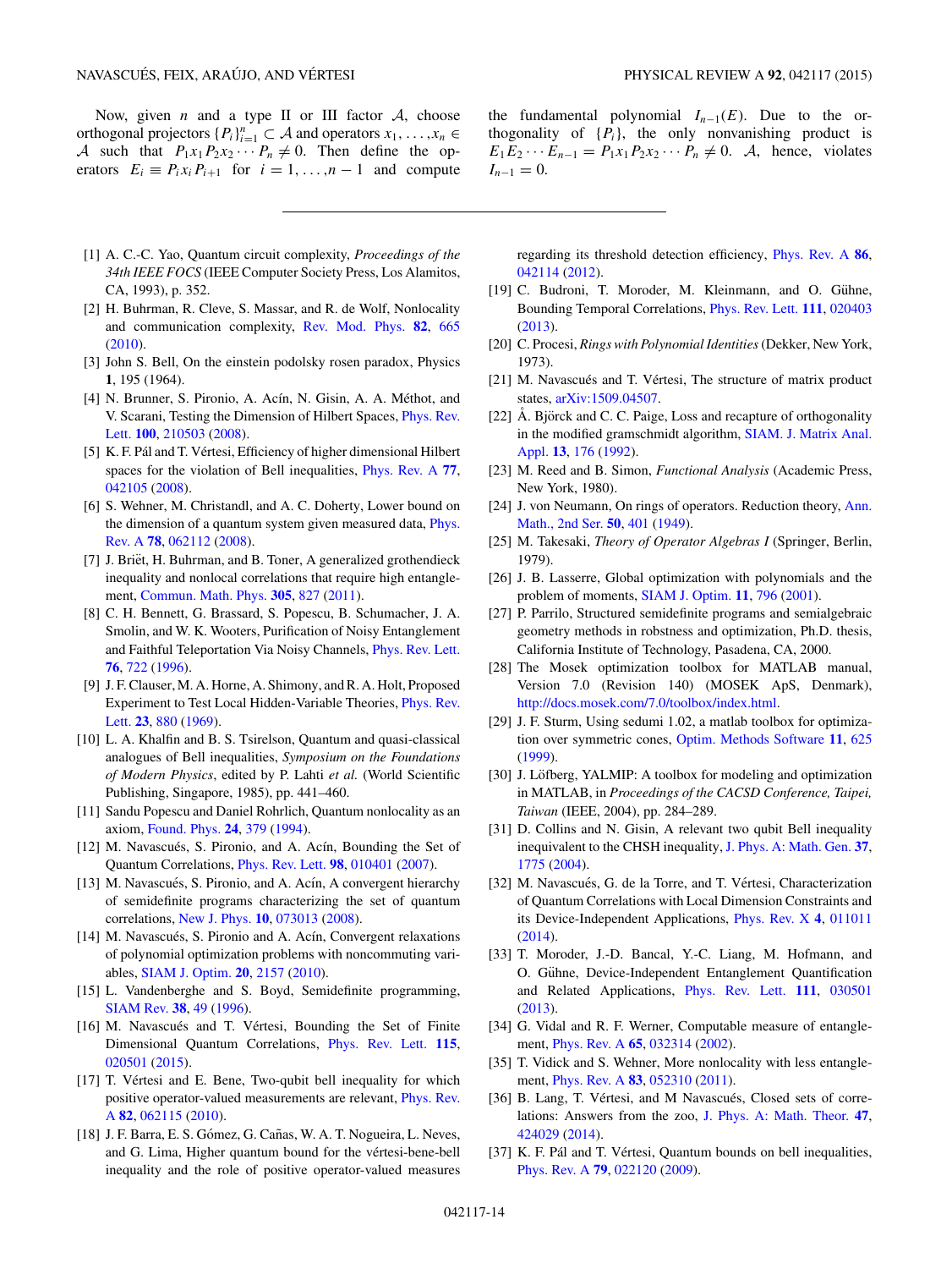Now, given $n$ and a type II or III factor $\mathcal{A}$, choose orthogonal projectors $\{P_i\}_{i=1}^n \subset \mathcal{A}$ and operators $x_1, \ldots, x_n \in \mathcal{A}$ such that $P_1 x_1 P_2 x_2 \cdots P_n \neq 0$. Then define the operators $E_i \equiv P_i x_i P_{i+1}$ for $i = 1, \ldots, n-1$ and compute the fundamental polynomial $I_{n-1}(E)$. Due to the orthogonality of $\{P_i\}$, the only nonvanishing product is $E_1 E_2 \cdots E_{n-1} = P_1 x_1 P_2 x_2 \cdots P_n \neq 0$. $\mathcal{A}$, hence, violates $I_{n-1} = 0$.

---

[1] A. C.-C. Yao, Quantum circuit complexity, *Proceedings of the 34th IEEE FOCS* (IEEE Computer Society Press, Los Alamitos, CA, 1993), p. 352.

[2] H. Buhrman, R. Cleve, S. Massar, and R. de Wolf, Nonlocality and communication complexity, Rev. Mod. Phys. **82**, 665 (2010).

[3] John S. Bell, On the einstein podolsky rosen paradox, Physics **1**, 195 (1964).

[4] N. Brunner, S. Pironio, A. Acín, N. Gisin, A. A. Méthot, and V. Scarani, Testing the Dimension of Hilbert Spaces, Phys. Rev. Lett. **100**, 210503 (2008).

[5] K. F. Pál and T. Vértesi, Efficiency of higher dimensional Hilbert spaces for the violation of Bell inequalities, Phys. Rev. A **77**, 042105 (2008).

[6] S. Wehner, M. Christandl, and A. C. Doherty, Lower bound on the dimension of a quantum system given measured data, Phys. Rev. A **78**, 062112 (2008).

[7] J. Briët, H. Buhrman, and B. Toner, A generalized grothendieck inequality and nonlocal correlations that require high entanglement, Commun. Math. Phys. **305**, 827 (2011).

[8] C. H. Bennett, G. Brassard, S. Popescu, B. Schumacher, J. A. Smolin, and W. K. Wooters, Purification of Noisy Entanglement and Faithful Teleportation Via Noisy Channels, Phys. Rev. Lett. **76**, 722 (1996).

[9] J. F. Clauser, M. A. Horne, A. Shimony, and R. A. Holt, Proposed Experiment to Test Local Hidden-Variable Theories, Phys. Rev. Lett. **23**, 880 (1969).

[10] L. A. Khalfin and B. S. Tsirelson, Quantum and quasi-classical analogues of Bell inequalities, *Symposium on the Foundations of Modern Physics*, edited by P. Lahti *et al.* (World Scientific Publishing, Singapore, 1985), pp. 441–460.

[11] Sandu Popescu and Daniel Rohrlich, Quantum nonlocality as an axiom, Found. Phys. **24**, 379 (1994).

[12] M. Navascués, S. Pironio, and A. Acín, Bounding the Set of Quantum Correlations, Phys. Rev. Lett. **98**, 010401 (2007).

[13] M. Navascués, S. Pironio, and A. Acín, A convergent hierarchy of semidefinite programs characterizing the set of quantum correlations, New J. Phys. **10**, 073013 (2008).

[14] M. Navascués, S. Pironio and A. Acín, Convergent relaxations of polynomial optimization problems with noncommuting variables, SIAM J. Optim. **20**, 2157 (2010).

[15] L. Vandenberghe and S. Boyd, Semidefinite programming, SIAM Rev. **38**, 49 (1996).

[16] M. Navascués and T. Vértesi, Bounding the Set of Finite Dimensional Quantum Correlations, Phys. Rev. Lett. **115**, 020501 (2015).

[17] T. Vértesi and E. Bene, Two-qubit bell inequality for which positive operator-valued measurements are relevant, Phys. Rev. A **82**, 062115 (2010).

[18] J. F. Barra, E. S. Gómez, G. Cañas, W. A. T. Nogueira, L. Neves, and G. Lima, Higher quantum bound for the vértesi-bene-bell inequality and the role of positive operator-valued measures regarding its threshold detection efficiency, Phys. Rev. A **86**, 042114 (2012).

[19] C. Budroni, T. Moroder, M. Kleinmann, and O. Gühne, Bounding Temporal Correlations, Phys. Rev. Lett. **111**, 020403 (2013).

[20] C. Procesi, *Rings with Polynomial Identities* (Dekker, New York, 1973).

[21] M. Navascués and T. Vértesi, The structure of matrix product states, arXiv:1509.04507.

[22] Å. Björck and C. C. Paige, Loss and recapture of orthogonality in the modified gramschmidt algorithm, SIAM. J. Matrix Anal. Appl. **13**, 176 (1992).

[23] M. Reed and B. Simon, *Functional Analysis* (Academic Press, New York, 1980).

[24] J. von Neumann, On rings of operators. Reduction theory, Ann. Math., 2nd Ser. **50**, 401 (1949).

[25] M. Takesaki, *Theory of Operator Algebras I* (Springer, Berlin, 1979).

[26] J. B. Lasserre, Global optimization with polynomials and the problem of moments, SIAM J. Optim. **11**, 796 (2001).

[27] P. Parrilo, Structured semidefinite programs and semialgebraic geometry methods in robstness and optimization, Ph.D. thesis, California Institute of Technology, Pasadena, CA, 2000.

[28] The Mosek optimization toolbox for MATLAB manual, Version 7.0 (Revision 140) (MOSEK ApS, Denmark), http://docs.mosek.com/7.0/toolbox/index.html.

[29] J. F. Sturm, Using sedumi 1.02, a matlab toolbox for optimization over symmetric cones, Optim. Methods Software **11**, 625 (1999).

[30] J. Löfberg, YALMIP: A toolbox for modeling and optimization in MATLAB, in *Proceedings of the CACSD Conference, Taipei, Taiwan* (IEEE, 2004), pp. 284–289.

[31] D. Collins and N. Gisin, A relevant two qubit Bell inequality inequivalent to the CHSH inequality, J. Phys. A: Math. Gen. **37**, 1775 (2004).

[32] M. Navascués, G. de la Torre, and T. Vértesi, Characterization of Quantum Correlations with Local Dimension Constraints and its Device-Independent Applications, Phys. Rev. X **4**, 011011 (2014).

[33] T. Moroder, J.-D. Bancal, Y.-C. Liang, M. Hofmann, and O. Gühne, Device-Independent Entanglement Quantification and Related Applications, Phys. Rev. Lett. **111**, 030501 (2013).

[34] G. Vidal and R. F. Werner, Computable measure of entanglement, Phys. Rev. A **65**, 032314 (2002).

[35] T. Vidick and S. Wehner, More nonlocality with less entanglement, Phys. Rev. A **83**, 052310 (2011).

[36] B. Lang, T. Vértesi, and M Navascués, Closed sets of correlations: Answers from the zoo, J. Phys. A: Math. Theor. **47**, 424029 (2014).

[37] K. F. Pál and T. Vértesi, Quantum bounds on bell inequalities, Phys. Rev. A **79**, 022120 (2009).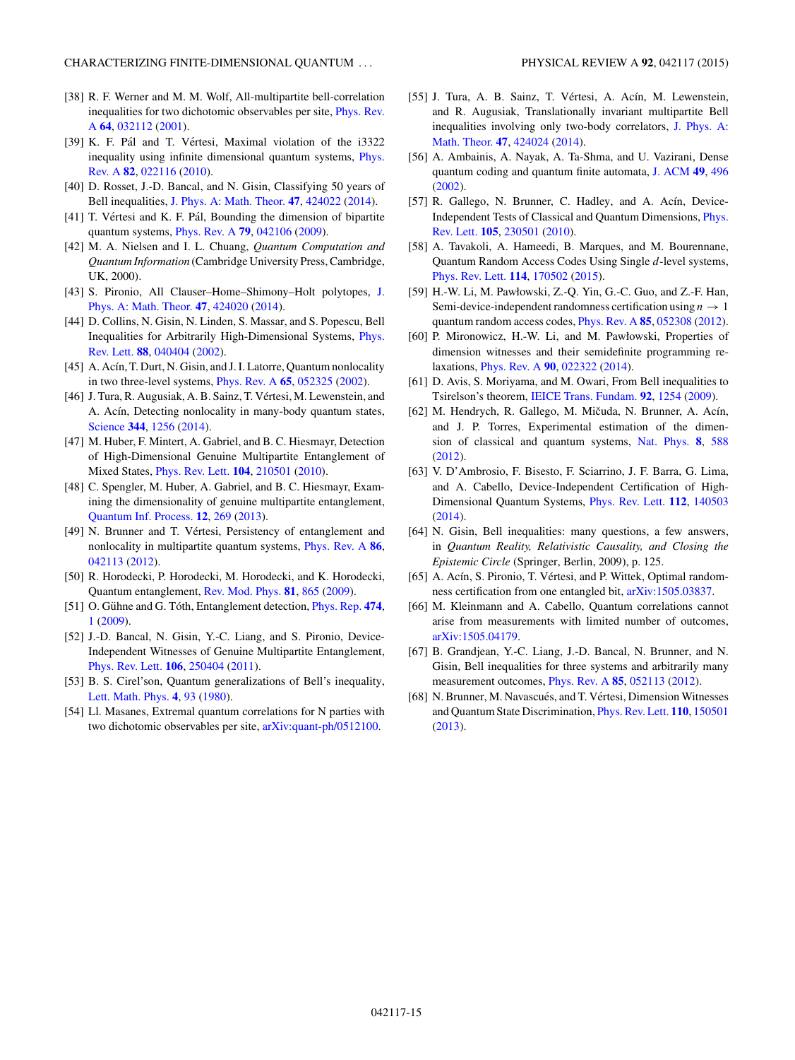[38] R. F. Werner and M. M. Wolf, All-multipartite bell-correlation inequalities for two dichotomic observables per site, Phys. Rev. A **64**, 032112 (2001).

[39] K. F. Pál and T. Vértesi, Maximal violation of the i3322 inequality using infinite dimensional quantum systems, Phys. Rev. A **82**, 022116 (2010).

[40] D. Rosset, J.-D. Bancal, and N. Gisin, Classifying 50 years of Bell inequalities, J. Phys. A: Math. Theor. **47**, 424022 (2014).

[41] T. Vértesi and K. F. Pál, Bounding the dimension of bipartite quantum systems, Phys. Rev. A **79**, 042106 (2009).

[42] M. A. Nielsen and I. L. Chuang, *Quantum Computation and Quantum Information* (Cambridge University Press, Cambridge, UK, 2000).

[43] S. Pironio, All Clauser–Home–Shimony–Holt polytopes, J. Phys. A: Math. Theor. **47**, 424020 (2014).

[44] D. Collins, N. Gisin, N. Linden, S. Massar, and S. Popescu, Bell Inequalities for Arbitrarily High-Dimensional Systems, Phys. Rev. Lett. **88**, 040404 (2002).

[45] A. Acín, T. Durt, N. Gisin, and J. I. Latorre, Quantum nonlocality in two three-level systems, Phys. Rev. A **65**, 052325 (2002).

[46] J. Tura, R. Augusiak, A. B. Sainz, T. Vértesi, M. Lewenstein, and A. Acín, Detecting nonlocality in many-body quantum states, Science **344**, 1256 (2014).

[47] M. Huber, F. Mintert, A. Gabriel, and B. C. Hiesmayr, Detection of High-Dimensional Genuine Multipartite Entanglement of Mixed States, Phys. Rev. Lett. **104**, 210501 (2010).

[48] C. Spengler, M. Huber, A. Gabriel, and B. C. Hiesmayr, Examining the dimensionality of genuine multipartite entanglement, Quantum Inf. Process. **12**, 269 (2013).

[49] N. Brunner and T. Vértesi, Persistency of entanglement and nonlocality in multipartite quantum systems, Phys. Rev. A **86**, 042113 (2012).

[50] R. Horodecki, P. Horodecki, M. Horodecki, and K. Horodecki, Quantum entanglement, Rev. Mod. Phys. **81**, 865 (2009).

[51] O. Gühne and G. Tóth, Entanglement detection, Phys. Rep. **474**, 1 (2009).

[52] J.-D. Bancal, N. Gisin, Y.-C. Liang, and S. Pironio, Device-Independent Witnesses of Genuine Multipartite Entanglement, Phys. Rev. Lett. **106**, 250404 (2011).

[53] B. S. Cirel'son, Quantum generalizations of Bell's inequality, Lett. Math. Phys. **4**, 93 (1980).

[54] Ll. Masanes, Extremal quantum correlations for N parties with two dichotomic observables per site, arXiv:quant-ph/0512100.

[55] J. Tura, A. B. Sainz, T. Vértesi, A. Acín, M. Lewenstein, and R. Augusiak, Translationally invariant multipartite Bell inequalities involving only two-body correlators, J. Phys. A: Math. Theor. **47**, 424024 (2014).

[56] A. Ambainis, A. Nayak, A. Ta-Shma, and U. Vazirani, Dense quantum coding and quantum finite automata, J. ACM **49**, 496 (2002).

[57] R. Gallego, N. Brunner, C. Hadley, and A. Acín, Device-Independent Tests of Classical and Quantum Dimensions, Phys. Rev. Lett. **105**, 230501 (2010).

[58] A. Tavakoli, A. Hameedi, B. Marques, and M. Bourennane, Quantum Random Access Codes Using Single $d$-level systems, Phys. Rev. Lett. **114**, 170502 (2015).

[59] H.-W. Li, M. Pawłowski, Z.-Q. Yin, G.-C. Guo, and Z.-F. Han, Semi-device-independent randomness certification using $n \rightarrow 1$ quantum random access codes, Phys. Rev. A **85**, 052308 (2012).

[60] P. Mironowicz, H.-W. Li, and M. Pawłowski, Properties of dimension witnesses and their semidefinite programming relaxations, Phys. Rev. A **90**, 022322 (2014).

[61] D. Avis, S. Moriyama, and M. Owari, From Bell inequalities to Tsirelson's theorem, IEICE Trans. Fundam. **92**, 1254 (2009).

[62] M. Hendrych, R. Gallego, M. Mičuda, N. Brunner, A. Acín, and J. P. Torres, Experimental estimation of the dimension of classical and quantum systems, Nat. Phys. **8**, 588 (2012).

[63] V. D'Ambrosio, F. Bisesto, F. Sciarrino, J. F. Barra, G. Lima, and A. Cabello, Device-Independent Certification of High-Dimensional Quantum Systems, Phys. Rev. Lett. **112**, 140503 (2014).

[64] N. Gisin, Bell inequalities: many questions, a few answers, in *Quantum Reality, Relativistic Causality, and Closing the Epistemic Circle* (Springer, Berlin, 2009), p. 125.

[65] A. Acín, S. Pironio, T. Vértesi, and P. Wittek, Optimal randomness certification from one entangled bit, arXiv:1505.03837.

[66] M. Kleinmann and A. Cabello, Quantum correlations cannot arise from measurements with limited number of outcomes, arXiv:1505.04179.

[67] B. Grandjean, Y.-C. Liang, J.-D. Bancal, N. Brunner, and N. Gisin, Bell inequalities for three systems and arbitrarily many measurement outcomes, Phys. Rev. A **85**, 052113 (2012).

[68] N. Brunner, M. Navascués, and T. Vértesi, Dimension Witnesses and Quantum State Discrimination, Phys. Rev. Lett. **110**, 150501 (2013).